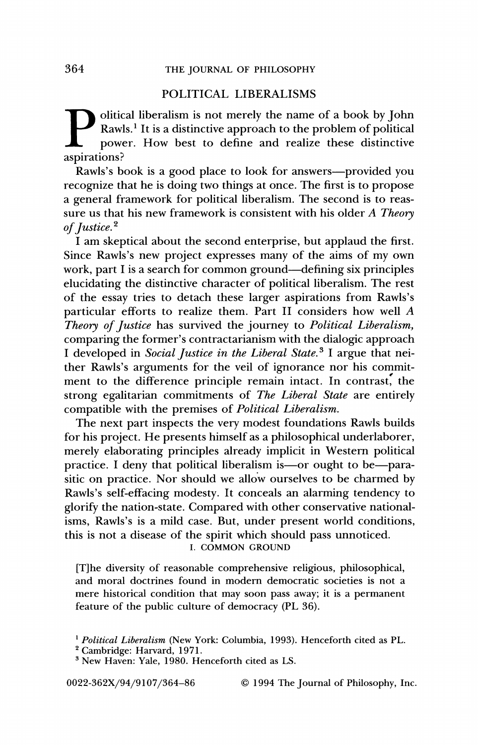# POLITICAL LIBERALISMS

Political liberalism is not merely the name of a book by John Rawls.[1] It is a distinctive approach to the problem of political power. How best to define and realize these distinctive aspirations?

Rawls's book is a good place to look for answers—provided you recognize that he is doing two things at once. The first is to propose a general framework for political liberalism. The second is to reassure us that his new framework is consistent with his older *A Theory of Justice*.[2]

I am skeptical about the second enterprise, but applaud the first. Since Rawls's new project expresses many of the aims of my own work, part I is a search for common ground—defining six principles elucidating the distinctive character of political liberalism. The rest of the essay tries to detach these larger aspirations from Rawls's particular efforts to realize them. Part II considers how well *A Theory of Justice* has survived the journey to *Political Liberalism*, comparing the former's contractarianism with the dialogic approach I developed in *Social Justice in the Liberal State*.[3] I argue that neither Rawls's arguments for the veil of ignorance nor his commitment to the difference principle remain intact. In contrast, the strong egalitarian commitments of *The Liberal State* are entirely compatible with the premises of *Political Liberalism*.

The next part inspects the very modest foundations Rawls builds for his project. He presents himself as a philosophical underlaborer, merely elaborating principles already implicit in Western political practice. I deny that political liberalism is—or ought to be—parasitic on practice. Nor should we allow ourselves to be charmed by Rawls's self-effacing modesty. It conceals an alarming tendency to glorify the nation-state. Compared with other conservative nationalisms, Rawls's is a mild case. But, under present world conditions, this is not a disease of the spirit which should pass unnoticed.

## I. COMMON GROUND

> [T]he diversity of reasonable comprehensive religious, philosophical, and moral doctrines found in modern democratic societies is not a mere historical condition that may soon pass away; it is a permanent feature of the public culture of democracy (PL 36).

[1] *Political Liberalism* (New York: Columbia, 1993). Henceforth cited as PL.

[2] Cambridge: Harvard, 1971.

[3] New Haven: Yale, 1980. Henceforth cited as LS.

0022-362X/94/9107/364-86 © 1994 The Journal of Philosophy, Inc.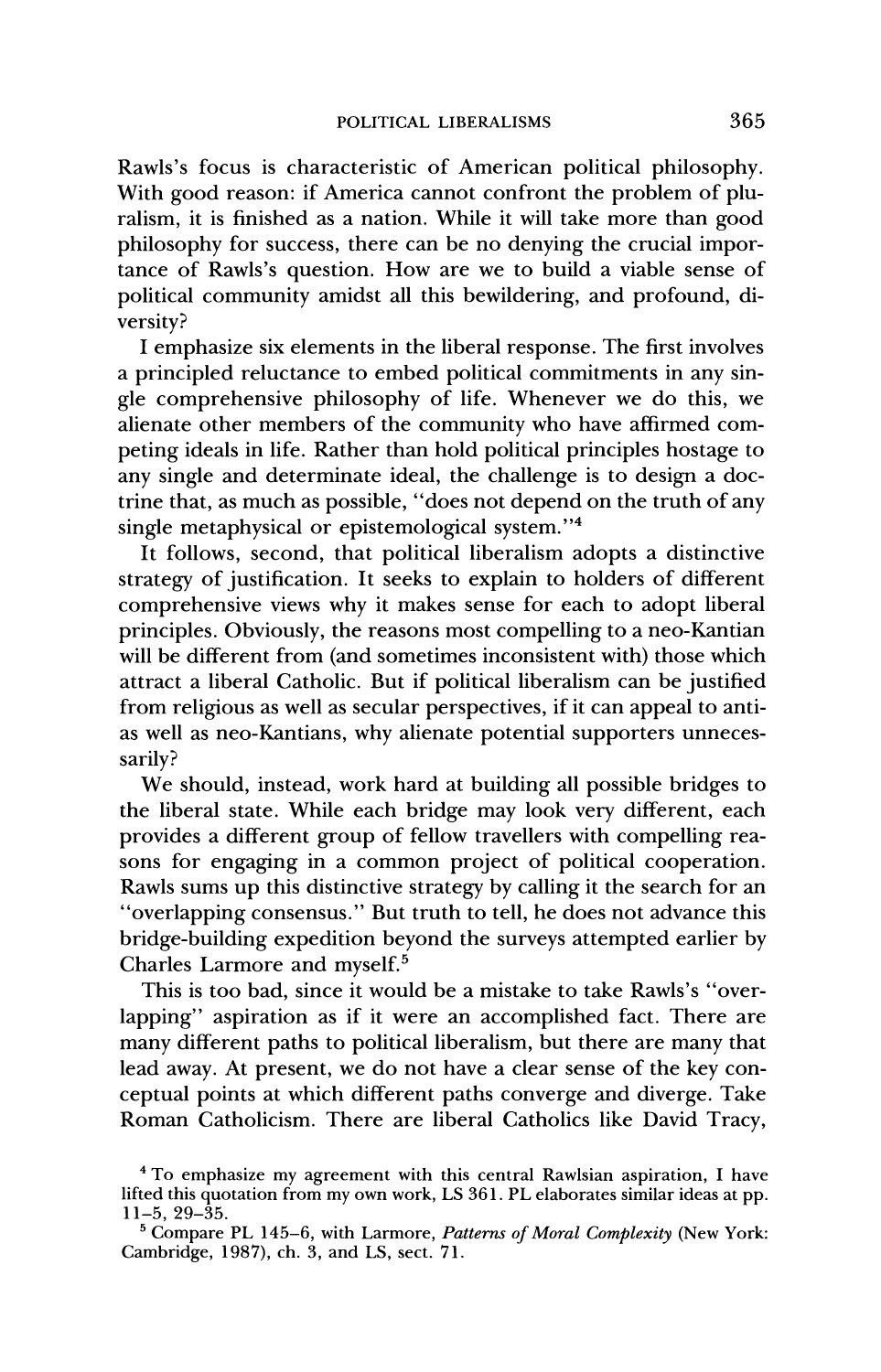Rawls's focus is characteristic of American political philosophy. With good reason: if America cannot confront the problem of pluralism, it is finished as a nation. While it will take more than good philosophy for success, there can be no denying the crucial importance of Rawls's question. How are we to build a viable sense of political community amidst all this bewildering, and profound, diversity?

I emphasize six elements in the liberal response. The first involves a principled reluctance to embed political commitments in any single comprehensive philosophy of life. Whenever we do this, we alienate other members of the community who have affirmed competing ideals in life. Rather than hold political principles hostage to any single and determinate ideal, the challenge is to design a doctrine that, as much as possible, "does not depend on the truth of any single metaphysical or epistemological system."[4]

It follows, second, that political liberalism adopts a distinctive strategy of justification. It seeks to explain to holders of different comprehensive views why it makes sense for each to adopt liberal principles. Obviously, the reasons most compelling to a neo-Kantian will be different from (and sometimes inconsistent with) those which attract a liberal Catholic. But if political liberalism can be justified from religious as well as secular perspectives, if it can appeal to anti- as well as neo-Kantians, why alienate potential supporters unnecessarily?

We should, instead, work hard at building all possible bridges to the liberal state. While each bridge may look very different, each provides a different group of fellow travellers with compelling reasons for engaging in a common project of political cooperation. Rawls sums up this distinctive strategy by calling it the search for an "overlapping consensus." But truth to tell, he does not advance this bridge-building expedition beyond the surveys attempted earlier by Charles Larmore and myself.[5]

This is too bad, since it would be a mistake to take Rawls's "overlapping" aspiration as if it were an accomplished fact. There are many different paths to political liberalism, but there are many that lead away. At present, we do not have a clear sense of the key conceptual points at which different paths converge and diverge. Take Roman Catholicism. There are liberal Catholics like David Tracy,

[4] To emphasize my agreement with this central Rawlsian aspiration, I have lifted this quotation from my own work, LS 361. PL elaborates similar ideas at pp. 11–5, 29–35.

[5] Compare PL 145–6, with Larmore, *Patterns of Moral Complexity* (New York: Cambridge, 1987), ch. 3, and LS, sect. 71.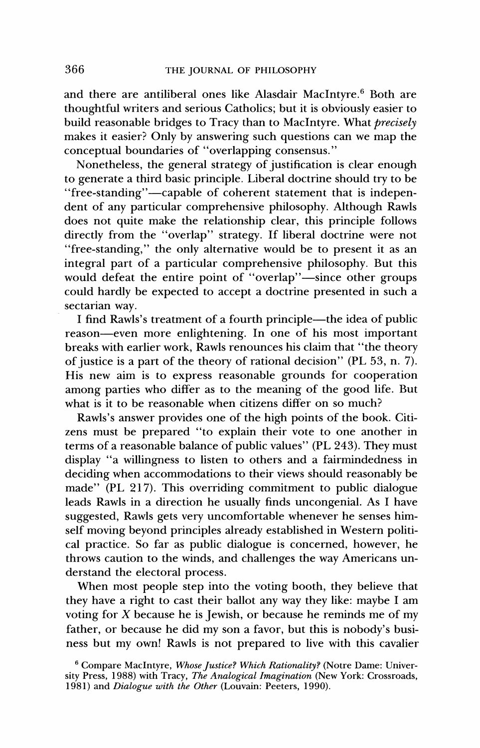and there are antiliberal ones like Alasdair MacIntyre.[6] Both are thoughtful writers and serious Catholics; but it is obviously easier to build reasonable bridges to Tracy than to MacIntyre. What *precisely* makes it easier? Only by answering such questions can we map the conceptual boundaries of "overlapping consensus."

Nonetheless, the general strategy of justification is clear enough to generate a third basic principle. Liberal doctrine should try to be "free-standing"—capable of coherent statement that is independent of any particular comprehensive philosophy. Although Rawls does not quite make the relationship clear, this principle follows directly from the "overlap" strategy. If liberal doctrine were not "free-standing," the only alternative would be to present it as an integral part of a particular comprehensive philosophy. But this would defeat the entire point of "overlap"—since other groups could hardly be expected to accept a doctrine presented in such a sectarian way.

I find Rawls's treatment of a fourth principle—the idea of public reason—even more enlightening. In one of his most important breaks with earlier work, Rawls renounces his claim that "the theory of justice is a part of the theory of rational decision" (PL 53, n. 7). His new aim is to express reasonable grounds for cooperation among parties who differ as to the meaning of the good life. But what is it to be reasonable when citizens differ on so much?

Rawls's answer provides one of the high points of the book. Citizens must be prepared "to explain their vote to one another in terms of a reasonable balance of public values" (PL 243). They must display "a willingness to listen to others and a fairmindedness in deciding when accommodations to their views should reasonably be made" (PL 217). This overriding commitment to public dialogue leads Rawls in a direction he usually finds uncongenial. As I have suggested, Rawls gets very uncomfortable whenever he senses himself moving beyond principles already established in Western political practice. So far as public dialogue is concerned, however, he throws caution to the winds, and challenges the way Americans understand the electoral process.

When most people step into the voting booth, they believe that they have a right to cast their ballot any way they like: maybe I am voting for X because he is Jewish, or because he reminds me of my father, or because he did my son a favor, but this is nobody's business but my own! Rawls is not prepared to live with this cavalier

[6] Compare MacIntyre, *Whose Justice? Which Rationality?* (Notre Dame: University Press, 1988) with Tracy, *The Analogical Imagination* (New York: Crossroads, 1981) and *Dialogue with the Other* (Louvain: Peeters, 1990).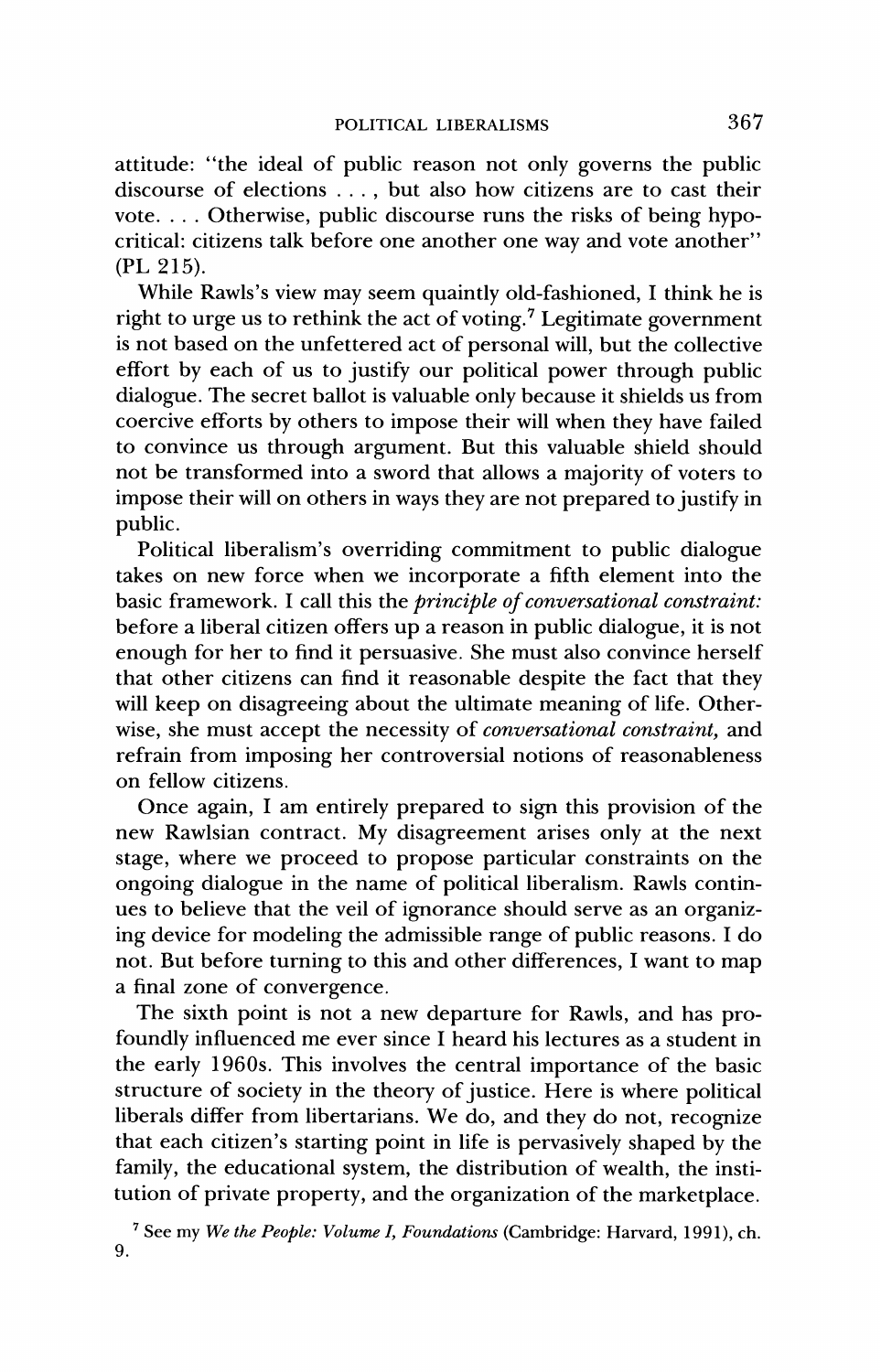attitude: "the ideal of public reason not only governs the public discourse of elections . . . , but also how citizens are to cast their vote. . . . Otherwise, public discourse runs the risks of being hypocritical: citizens talk before one another one way and vote another" (PL 215).

While Rawls's view may seem quaintly old-fashioned, I think he is right to urge us to rethink the act of voting.[7] Legitimate government is not based on the unfettered act of personal will, but the collective effort by each of us to justify our political power through public dialogue. The secret ballot is valuable only because it shields us from coercive efforts by others to impose their will when they have failed to convince us through argument. But this valuable shield should not be transformed into a sword that allows a majority of voters to impose their will on others in ways they are not prepared to justify in public.

Political liberalism's overriding commitment to public dialogue takes on new force when we incorporate a fifth element into the basic framework. I call this the *principle of conversational constraint:* before a liberal citizen offers up a reason in public dialogue, it is not enough for her to find it persuasive. She must also convince herself that other citizens can find it reasonable despite the fact that they will keep on disagreeing about the ultimate meaning of life. Otherwise, she must accept the necessity of *conversational constraint,* and refrain from imposing her controversial notions of reasonableness on fellow citizens.

Once again, I am entirely prepared to sign this provision of the new Rawlsian contract. My disagreement arises only at the next stage, where we proceed to propose particular constraints on the ongoing dialogue in the name of political liberalism. Rawls continues to believe that the veil of ignorance should serve as an organizing device for modeling the admissible range of public reasons. I do not. But before turning to this and other differences, I want to map a final zone of convergence.

The sixth point is not a new departure for Rawls, and has profoundly influenced me ever since I heard his lectures as a student in the early 1960s. This involves the central importance of the basic structure of society in the theory of justice. Here is where political liberals differ from libertarians. We do, and they do not, recognize that each citizen's starting point in life is pervasively shaped by the family, the educational system, the distribution of wealth, the institution of private property, and the organization of the marketplace.

[7] See my *We the People: Volume I, Foundations* (Cambridge: Harvard, 1991), ch. 9.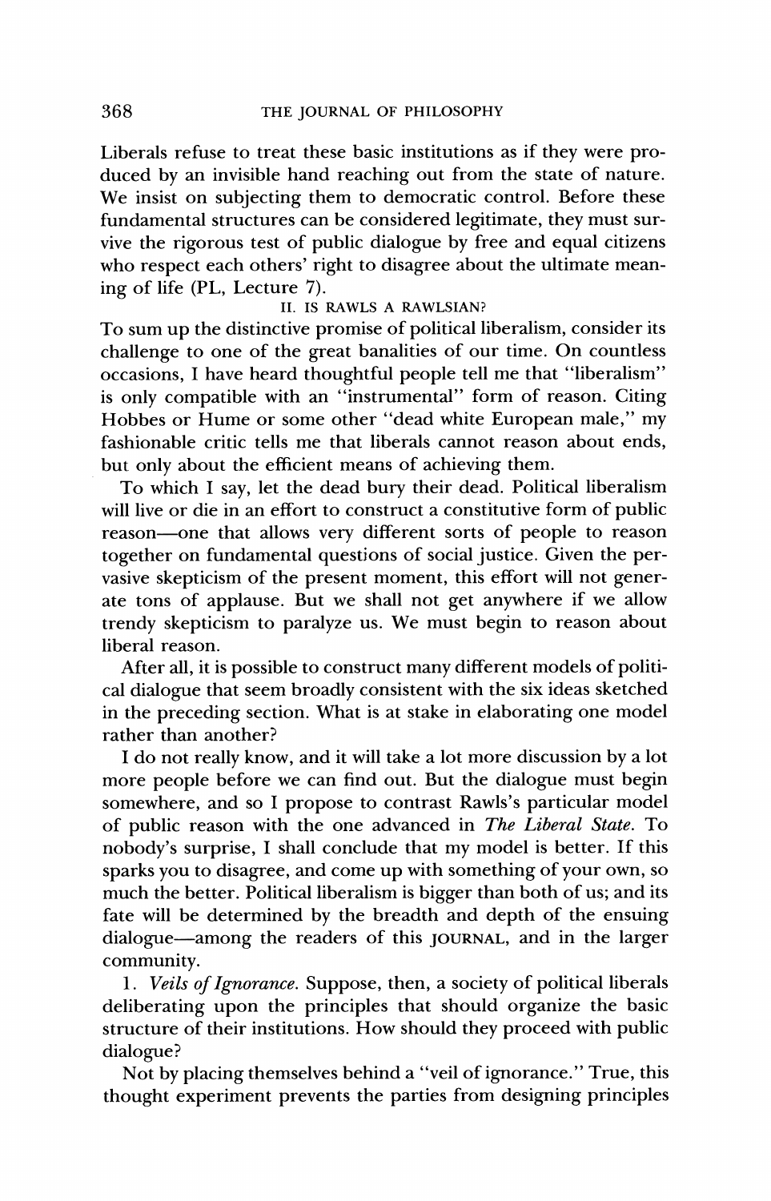Liberals refuse to treat these basic institutions as if they were produced by an invisible hand reaching out from the state of nature. We insist on subjecting them to democratic control. Before these fundamental structures can be considered legitimate, they must survive the rigorous test of public dialogue by free and equal citizens who respect each others' right to disagree about the ultimate meaning of life (PL, Lecture 7).

## II. IS RAWLS A RAWLSIAN?

To sum up the distinctive promise of political liberalism, consider its challenge to one of the great banalities of our time. On countless occasions, I have heard thoughtful people tell me that "liberalism" is only compatible with an "instrumental" form of reason. Citing Hobbes or Hume or some other "dead white European male," my fashionable critic tells me that liberals cannot reason about ends, but only about the efficient means of achieving them.

To which I say, let the dead bury their dead. Political liberalism will live or die in an effort to construct a constitutive form of public reason—one that allows very different sorts of people to reason together on fundamental questions of social justice. Given the pervasive skepticism of the present moment, this effort will not generate tons of applause. But we shall not get anywhere if we allow trendy skepticism to paralyze us. We must begin to reason about liberal reason.

After all, it is possible to construct many different models of political dialogue that seem broadly consistent with the six ideas sketched in the preceding section. What is at stake in elaborating one model rather than another?

I do not really know, and it will take a lot more discussion by a lot more people before we can find out. But the dialogue must begin somewhere, and so I propose to contrast Rawls's particular model of public reason with the one advanced in *The Liberal State*. To nobody's surprise, I shall conclude that my model is better. If this sparks you to disagree, and come up with something of your own, so much the better. Political liberalism is bigger than both of us; and its fate will be determined by the breadth and depth of the ensuing dialogue—among the readers of this JOURNAL, and in the larger community.

1. *Veils of Ignorance.* Suppose, then, a society of political liberals deliberating upon the principles that should organize the basic structure of their institutions. How should they proceed with public dialogue?

Not by placing themselves behind a "veil of ignorance." True, this thought experiment prevents the parties from designing principles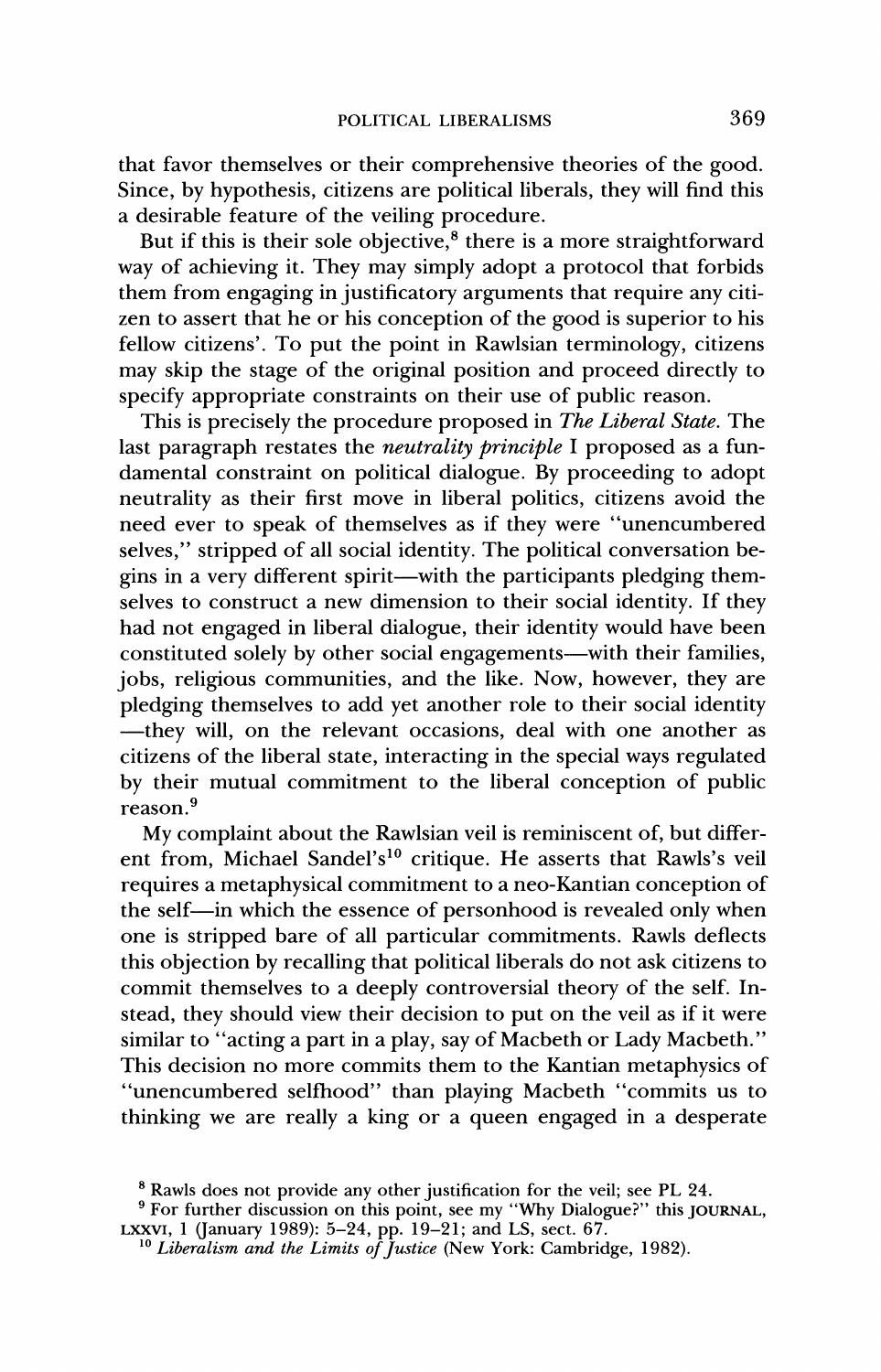that favor themselves or their comprehensive theories of the good. Since, by hypothesis, citizens are political liberals, they will find this a desirable feature of the veiling procedure.

But if this is their sole objective,[8] there is a more straightforward way of achieving it. They may simply adopt a protocol that forbids them from engaging in justificatory arguments that require any citizen to assert that he or his conception of the good is superior to his fellow citizens'. To put the point in Rawlsian terminology, citizens may skip the stage of the original position and proceed directly to specify appropriate constraints on their use of public reason.

This is precisely the procedure proposed in *The Liberal State*. The last paragraph restates the *neutrality principle* I proposed as a fundamental constraint on political dialogue. By proceeding to adopt neutrality as their first move in liberal politics, citizens avoid the need ever to speak of themselves as if they were "unencumbered selves," stripped of all social identity. The political conversation begins in a very different spirit—with the participants pledging themselves to construct a new dimension to their social identity. If they had not engaged in liberal dialogue, their identity would have been constituted solely by other social engagements—with their families, jobs, religious communities, and the like. Now, however, they are pledging themselves to add yet another role to their social identity—they will, on the relevant occasions, deal with one another as citizens of the liberal state, interacting in the special ways regulated by their mutual commitment to the liberal conception of public reason.[9]

My complaint about the Rawlsian veil is reminiscent of, but different from, Michael Sandel's[10] critique. He asserts that Rawls's veil requires a metaphysical commitment to a neo-Kantian conception of the self—in which the essence of personhood is revealed only when one is stripped bare of all particular commitments. Rawls deflects this objection by recalling that political liberals do not ask citizens to commit themselves to a deeply controversial theory of the self. Instead, they should view their decision to put on the veil as if it were similar to "acting a part in a play, say of Macbeth or Lady Macbeth." This decision no more commits them to the Kantian metaphysics of "unencumbered selfhood" than playing Macbeth "commits us to thinking we are really a king or a queen engaged in a desperate

[8] Rawls does not provide any other justification for the veil; see PL 24.

[9] For further discussion on this point, see my "Why Dialogue?" this JOURNAL, LXXVI, 1 (January 1989): 5–24, pp. 19–21; and LS, sect. 67.

[10] *Liberalism and the Limits of Justice* (New York: Cambridge, 1982).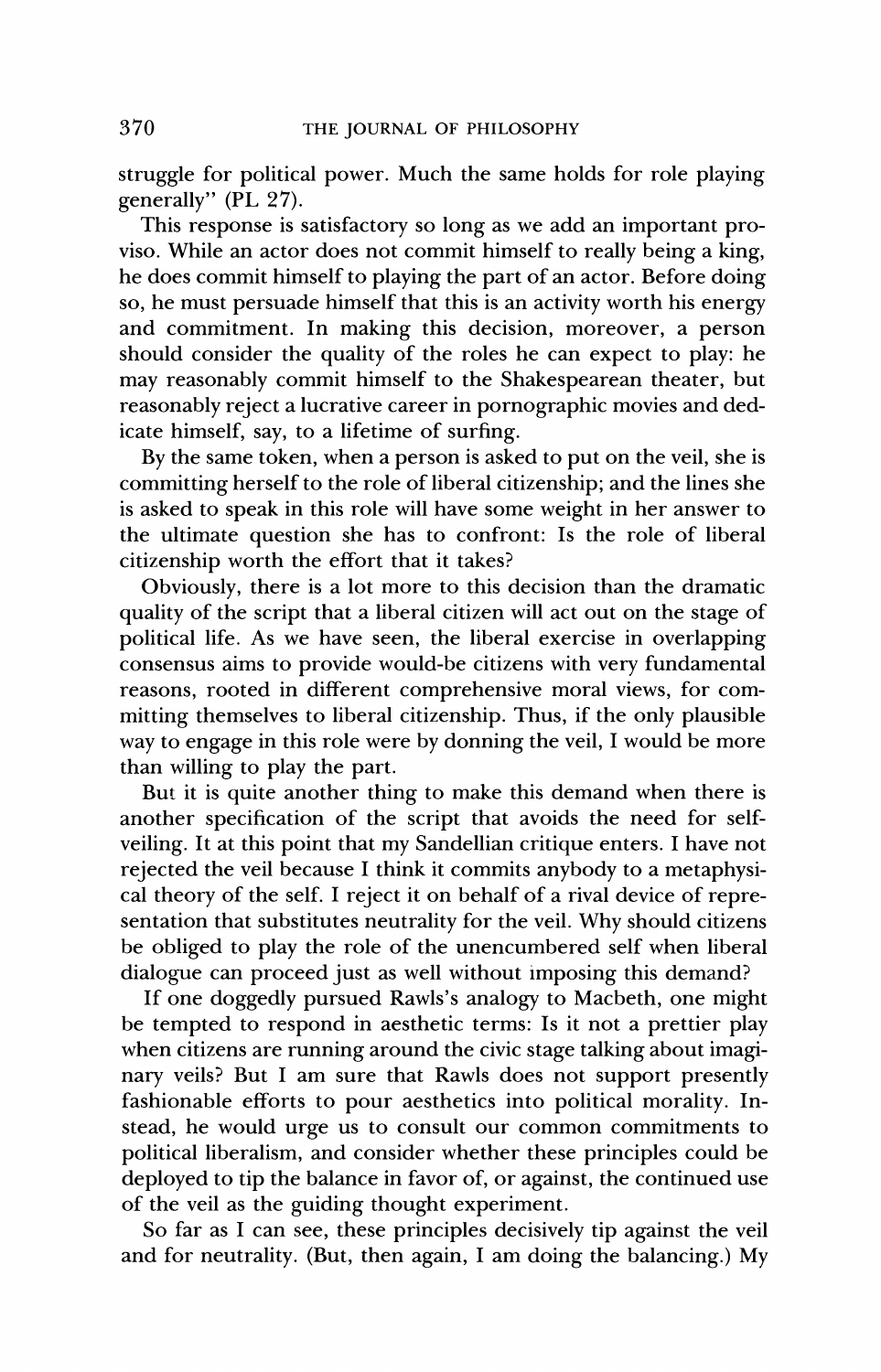struggle for political power. Much the same holds for role playing generally" (PL 27).

This response is satisfactory so long as we add an important proviso. While an actor does not commit himself to really being a king, he does commit himself to playing the part of an actor. Before doing so, he must persuade himself that this is an activity worth his energy and commitment. In making this decision, moreover, a person should consider the quality of the roles he can expect to play: he may reasonably commit himself to the Shakespearean theater, but reasonably reject a lucrative career in pornographic movies and dedicate himself, say, to a lifetime of surfing.

By the same token, when a person is asked to put on the veil, she is committing herself to the role of liberal citizenship; and the lines she is asked to speak in this role will have some weight in her answer to the ultimate question she has to confront: Is the role of liberal citizenship worth the effort that it takes?

Obviously, there is a lot more to this decision than the dramatic quality of the script that a liberal citizen will act out on the stage of political life. As we have seen, the liberal exercise in overlapping consensus aims to provide would-be citizens with very fundamental reasons, rooted in different comprehensive moral views, for committing themselves to liberal citizenship. Thus, if the only plausible way to engage in this role were by donning the veil, I would be more than willing to play the part.

But it is quite another thing to make this demand when there is another specification of the script that avoids the need for self-veiling. It at this point that my Sandellian critique enters. I have not rejected the veil because I think it commits anybody to a metaphysical theory of the self. I reject it on behalf of a rival device of representation that substitutes neutrality for the veil. Why should citizens be obliged to play the role of the unencumbered self when liberal dialogue can proceed just as well without imposing this demand?

If one doggedly pursued Rawls's analogy to Macbeth, one might be tempted to respond in aesthetic terms: Is it not a prettier play when citizens are running around the civic stage talking about imaginary veils? But I am sure that Rawls does not support presently fashionable efforts to pour aesthetics into political morality. Instead, he would urge us to consult our common commitments to political liberalism, and consider whether these principles could be deployed to tip the balance in favor of, or against, the continued use of the veil as the guiding thought experiment.

So far as I can see, these principles decisively tip against the veil and for neutrality. (But, then again, I am doing the balancing.) My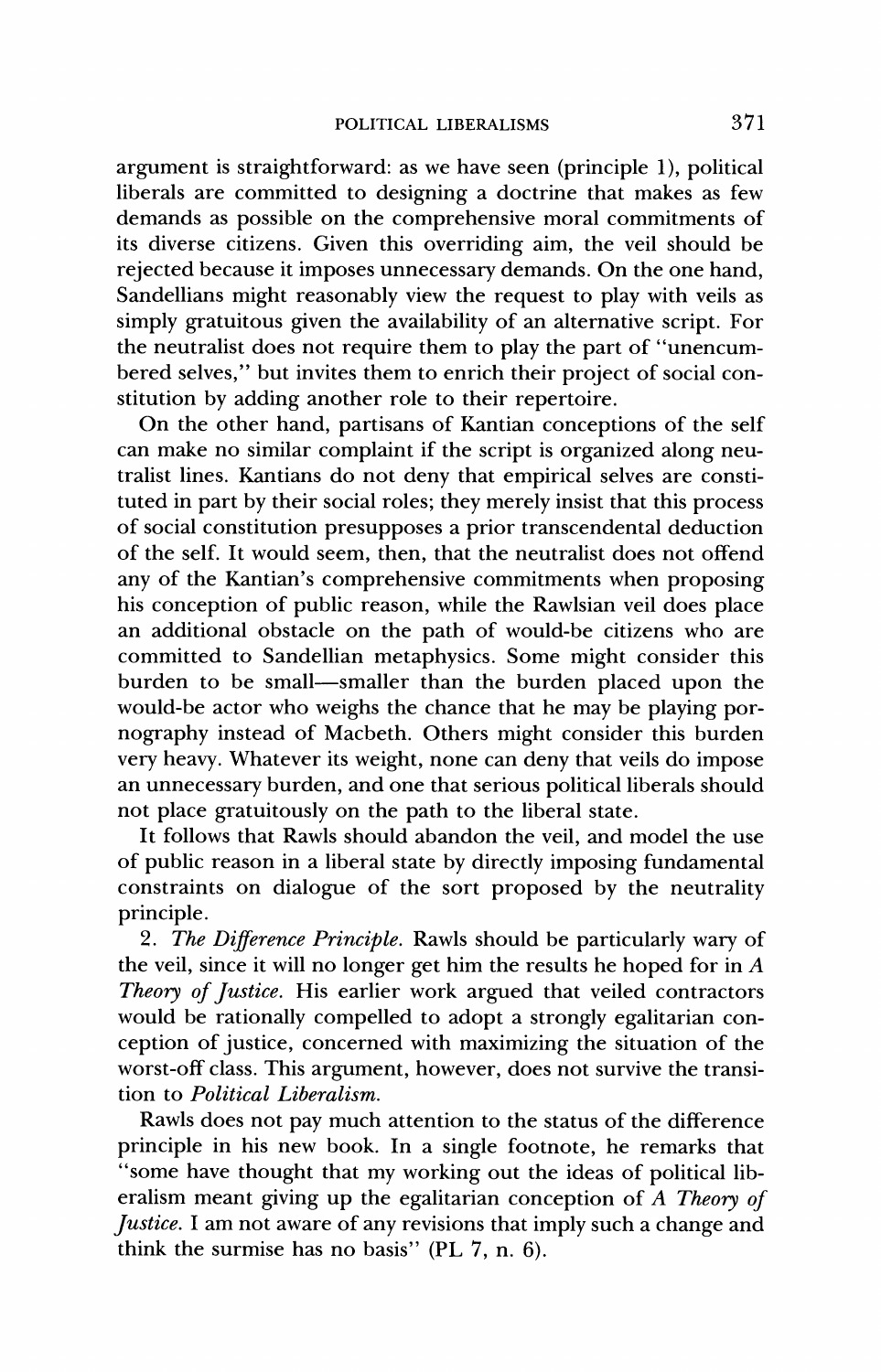argument is straightforward: as we have seen (principle 1), political liberals are committed to designing a doctrine that makes as few demands as possible on the comprehensive moral commitments of its diverse citizens. Given this overriding aim, the veil should be rejected because it imposes unnecessary demands. On the one hand, Sandellians might reasonably view the request to play with veils as simply gratuitous given the availability of an alternative script. For the neutralist does not require them to play the part of "unencumbered selves," but invites them to enrich their project of social constitution by adding another role to their repertoire.

On the other hand, partisans of Kantian conceptions of the self can make no similar complaint if the script is organized along neutralist lines. Kantians do not deny that empirical selves are constituted in part by their social roles; they merely insist that this process of social constitution presupposes a prior transcendental deduction of the self. It would seem, then, that the neutralist does not offend any of the Kantian's comprehensive commitments when proposing his conception of public reason, while the Rawlsian veil does place an additional obstacle on the path of would-be citizens who are committed to Sandellian metaphysics. Some might consider this burden to be small—smaller than the burden placed upon the would-be actor who weighs the chance that he may be playing pornography instead of Macbeth. Others might consider this burden very heavy. Whatever its weight, none can deny that veils do impose an unnecessary burden, and one that serious political liberals should not place gratuitously on the path to the liberal state.

It follows that Rawls should abandon the veil, and model the use of public reason in a liberal state by directly imposing fundamental constraints on dialogue of the sort proposed by the neutrality principle.

2. *The Difference Principle.* Rawls should be particularly wary of the veil, since it will no longer get him the results he hoped for in *A Theory of Justice*. His earlier work argued that veiled contractors would be rationally compelled to adopt a strongly egalitarian conception of justice, concerned with maximizing the situation of the worst-off class. This argument, however, does not survive the transition to *Political Liberalism*.

Rawls does not pay much attention to the status of the difference principle in his new book. In a single footnote, he remarks that "some have thought that my working out the ideas of political liberalism meant giving up the egalitarian conception of *A Theory of Justice*. I am not aware of any revisions that imply such a change and think the surmise has no basis" (PL 7, n. 6).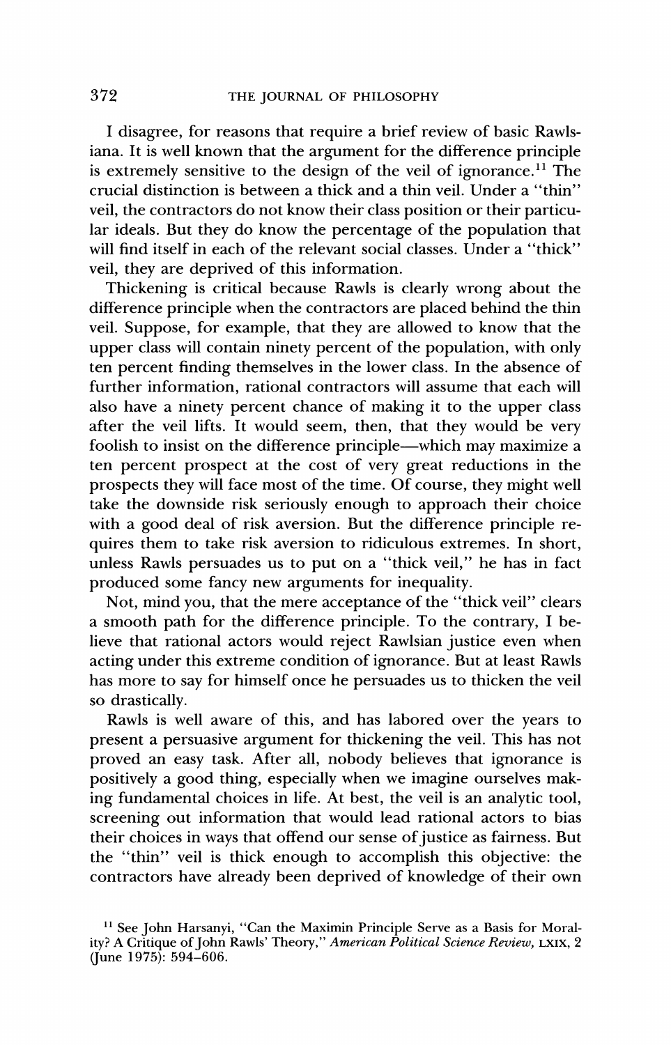I disagree, for reasons that require a brief review of basic Rawlsiana. It is well known that the argument for the difference principle is extremely sensitive to the design of the veil of ignorance.[11] The crucial distinction is between a thick and a thin veil. Under a "thin" veil, the contractors do not know their class position or their particular ideals. But they do know the percentage of the population that will find itself in each of the relevant social classes. Under a "thick" veil, they are deprived of this information.

Thickening is critical because Rawls is clearly wrong about the difference principle when the contractors are placed behind the thin veil. Suppose, for example, that they are allowed to know that the upper class will contain ninety percent of the population, with only ten percent finding themselves in the lower class. In the absence of further information, rational contractors will assume that each will also have a ninety percent chance of making it to the upper class after the veil lifts. It would seem, then, that they would be very foolish to insist on the difference principle—which may maximize a ten percent prospect at the cost of very great reductions in the prospects they will face most of the time. Of course, they might well take the downside risk seriously enough to approach their choice with a good deal of risk aversion. But the difference principle requires them to take risk aversion to ridiculous extremes. In short, unless Rawls persuades us to put on a "thick veil," he has in fact produced some fancy new arguments for inequality.

Not, mind you, that the mere acceptance of the "thick veil" clears a smooth path for the difference principle. To the contrary, I believe that rational actors would reject Rawlsian justice even when acting under this extreme condition of ignorance. But at least Rawls has more to say for himself once he persuades us to thicken the veil so drastically.

Rawls is well aware of this, and has labored over the years to present a persuasive argument for thickening the veil. This has not proved an easy task. After all, nobody believes that ignorance is positively a good thing, especially when we imagine ourselves making fundamental choices in life. At best, the veil is an analytic tool, screening out information that would lead rational actors to bias their choices in ways that offend our sense of justice as fairness. But the "thin" veil is thick enough to accomplish this objective: the contractors have already been deprived of knowledge of their own

[11] See John Harsanyi, "Can the Maximin Principle Serve as a Basis for Morality? A Critique of John Rawls' Theory," *American Political Science Review*, LXIX, 2 (June 1975): 594–606.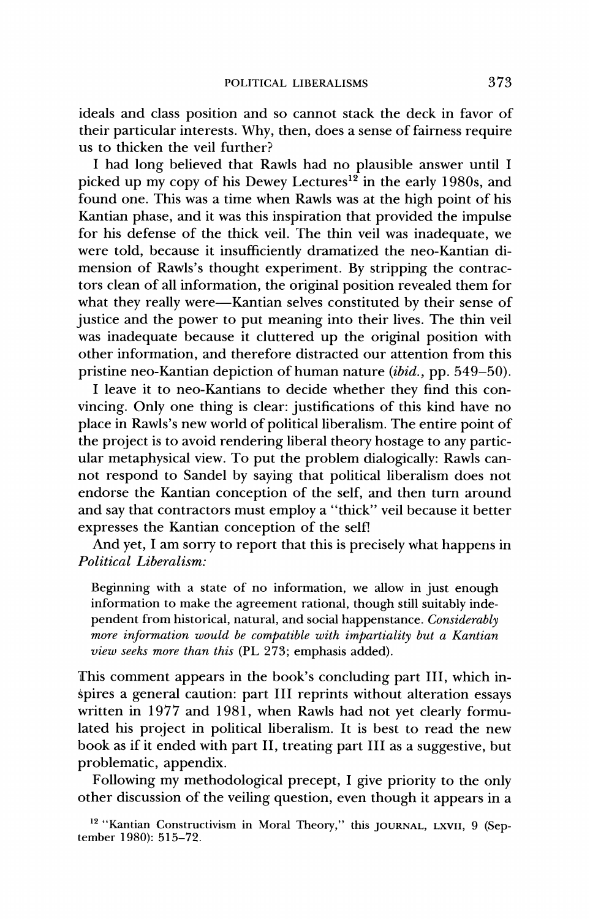ideals and class position and so cannot stack the deck in favor of their particular interests. Why, then, does a sense of fairness require us to thicken the veil further?

I had long believed that Rawls had no plausible answer until I picked up my copy of his Dewey Lectures[12] in the early 1980s, and found one. This was a time when Rawls was at the high point of his Kantian phase, and it was this inspiration that provided the impulse for his defense of the thick veil. The thin veil was inadequate, we were told, because it insufficiently dramatized the neo-Kantian dimension of Rawls's thought experiment. By stripping the contractors clean of all information, the original position revealed them for what they really were—Kantian selves constituted by their sense of justice and the power to put meaning into their lives. The thin veil was inadequate because it cluttered up the original position with other information, and therefore distracted our attention from this pristine neo-Kantian depiction of human nature (*ibid.*, pp. 549–50).

I leave it to neo-Kantians to decide whether they find this convincing. Only one thing is clear: justifications of this kind have no place in Rawls's new world of political liberalism. The entire point of the project is to avoid rendering liberal theory hostage to any particular metaphysical view. To put the problem dialogically: Rawls cannot respond to Sandel by saying that political liberalism does not endorse the Kantian conception of the self, and then turn around and say that contractors must employ a "thick" veil because it better expresses the Kantian conception of the self!

And yet, I am sorry to report that this is precisely what happens in *Political Liberalism:*

> Beginning with a state of no information, we allow in just enough information to make the agreement rational, though still suitably independent from historical, natural, and social happenstance. *Considerably more information would be compatible with impartiality but a Kantian view seeks more than this* (PL 273; emphasis added).

This comment appears in the book's concluding part III, which inspires a general caution: part III reprints without alteration essays written in 1977 and 1981, when Rawls had not yet clearly formulated his project in political liberalism. It is best to read the new book as if it ended with part II, treating part III as a suggestive, but problematic, appendix.

Following my methodological precept, I give priority to the only other discussion of the veiling question, even though it appears in a

[12] "Kantian Constructivism in Moral Theory," this JOURNAL, LXVII, 9 (September 1980): 515–72.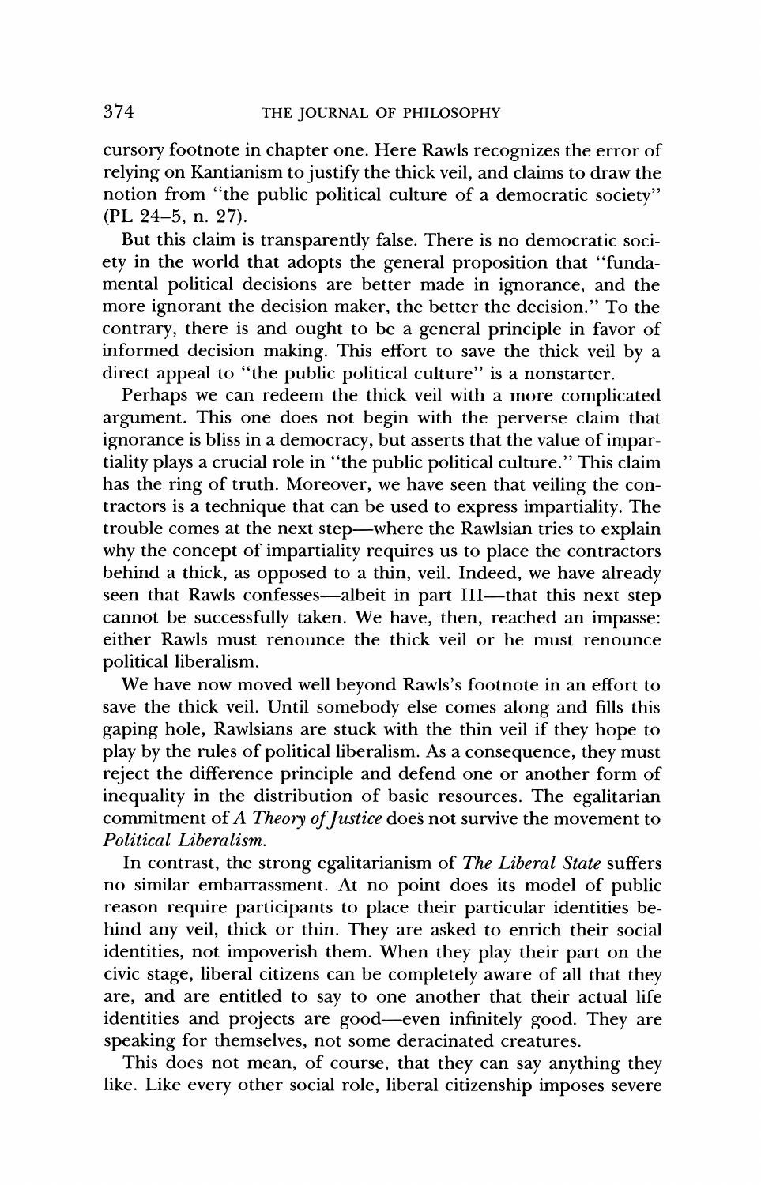cursory footnote in chapter one. Here Rawls recognizes the error of relying on Kantianism to justify the thick veil, and claims to draw the notion from "the public political culture of a democratic society" (PL 24–5, n. 27).

But this claim is transparently false. There is no democratic society in the world that adopts the general proposition that "fundamental political decisions are better made in ignorance, and the more ignorant the decision maker, the better the decision." To the contrary, there is and ought to be a general principle in favor of informed decision making. This effort to save the thick veil by a direct appeal to "the public political culture" is a nonstarter.

Perhaps we can redeem the thick veil with a more complicated argument. This one does not begin with the perverse claim that ignorance is bliss in a democracy, but asserts that the value of impartiality plays a crucial role in "the public political culture." This claim has the ring of truth. Moreover, we have seen that veiling the contractors is a technique that can be used to express impartiality. The trouble comes at the next step—where the Rawlsian tries to explain why the concept of impartiality requires us to place the contractors behind a thick, as opposed to a thin, veil. Indeed, we have already seen that Rawls confesses—albeit in part III—that this next step cannot be successfully taken. We have, then, reached an impasse: either Rawls must renounce the thick veil or he must renounce political liberalism.

We have now moved well beyond Rawls's footnote in an effort to save the thick veil. Until somebody else comes along and fills this gaping hole, Rawlsians are stuck with the thin veil if they hope to play by the rules of political liberalism. As a consequence, they must reject the difference principle and defend one or another form of inequality in the distribution of basic resources. The egalitarian commitment of *A Theory of Justice* does not survive the movement to *Political Liberalism.*

In contrast, the strong egalitarianism of *The Liberal State* suffers no similar embarrassment. At no point does its model of public reason require participants to place their particular identities behind any veil, thick or thin. They are asked to enrich their social identities, not impoverish them. When they play their part on the civic stage, liberal citizens can be completely aware of all that they are, and are entitled to say to one another that their actual life identities and projects are good—even infinitely good. They are speaking for themselves, not some deracinated creatures.

This does not mean, of course, that they can say anything they like. Like every other social role, liberal citizenship imposes severe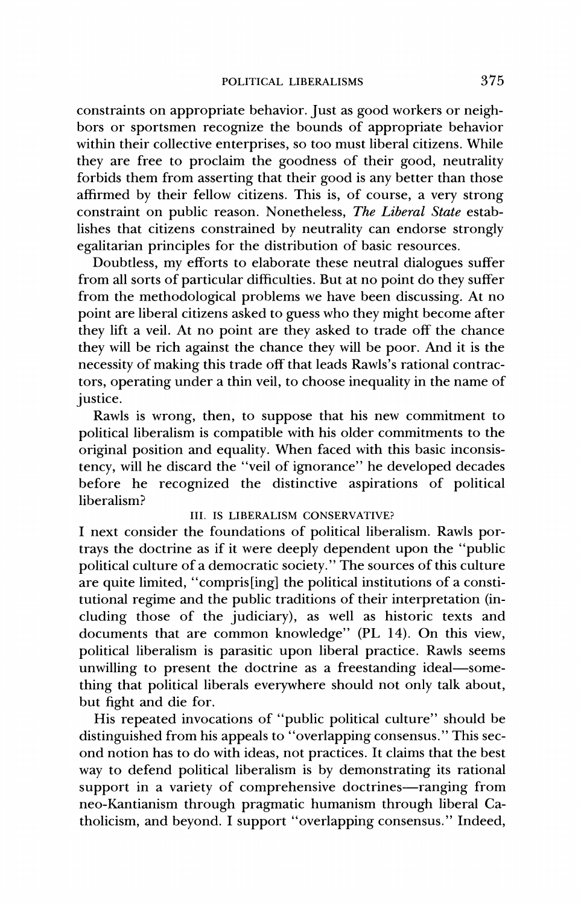constraints on appropriate behavior. Just as good workers or neighbors or sportsmen recognize the bounds of appropriate behavior within their collective enterprises, so too must liberal citizens. While they are free to proclaim the goodness of their good, neutrality forbids them from asserting that their good is any better than those affirmed by their fellow citizens. This is, of course, a very strong constraint on public reason. Nonetheless, *The Liberal State* establishes that citizens constrained by neutrality can endorse strongly egalitarian principles for the distribution of basic resources.

Doubtless, my efforts to elaborate these neutral dialogues suffer from all sorts of particular difficulties. But at no point do they suffer from the methodological problems we have been discussing. At no point are liberal citizens asked to guess who they might become after they lift a veil. At no point are they asked to trade off the chance they will be rich against the chance they will be poor. And it is the necessity of making this trade off that leads Rawls's rational contractors, operating under a thin veil, to choose inequality in the name of justice.

Rawls is wrong, then, to suppose that his new commitment to political liberalism is compatible with his older commitments to the original position and equality. When faced with this basic inconsistency, will he discard the "veil of ignorance" he developed decades before he recognized the distinctive aspirations of political liberalism?

## III. IS LIBERALISM CONSERVATIVE?

I next consider the foundations of political liberalism. Rawls portrays the doctrine as if it were deeply dependent upon the "public political culture of a democratic society." The sources of this culture are quite limited, "compris[ing] the political institutions of a constitutional regime and the public traditions of their interpretation (including those of the judiciary), as well as historic texts and documents that are common knowledge" (PL 14). On this view, political liberalism is parasitic upon liberal practice. Rawls seems unwilling to present the doctrine as a freestanding ideal—something that political liberals everywhere should not only talk about, but fight and die for.

His repeated invocations of "public political culture" should be distinguished from his appeals to "overlapping consensus." This second notion has to do with ideas, not practices. It claims that the best way to defend political liberalism is by demonstrating its rational support in a variety of comprehensive doctrines—ranging from neo-Kantianism through pragmatic humanism through liberal Catholicism, and beyond. I support "overlapping consensus." Indeed,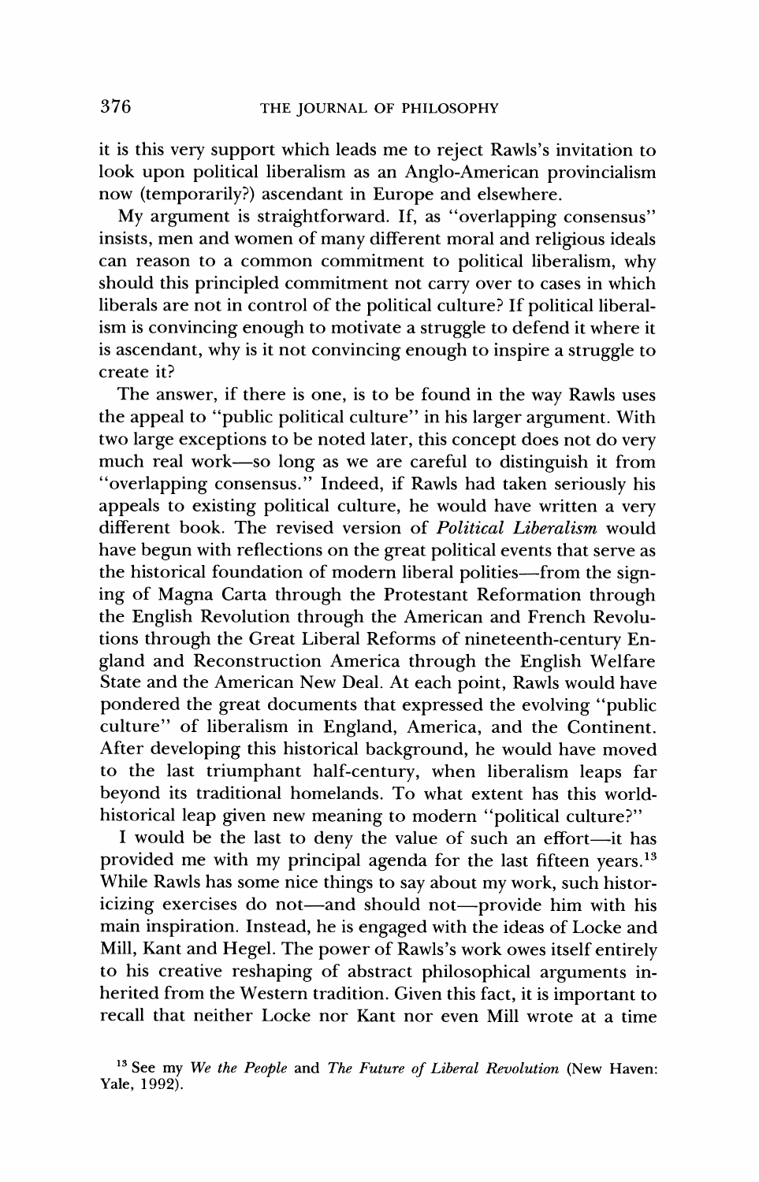it is this very support which leads me to reject Rawls's invitation to look upon political liberalism as an Anglo-American provincialism now (temporarily?) ascendant in Europe and elsewhere.

My argument is straightforward. If, as "overlapping consensus" insists, men and women of many different moral and religious ideals can reason to a common commitment to political liberalism, why should this principled commitment not carry over to cases in which liberals are not in control of the political culture? If political liberalism is convincing enough to motivate a struggle to defend it where it is ascendant, why is it not convincing enough to inspire a struggle to create it?

The answer, if there is one, is to be found in the way Rawls uses the appeal to "public political culture" in his larger argument. With two large exceptions to be noted later, this concept does not do very much real work—so long as we are careful to distinguish it from "overlapping consensus." Indeed, if Rawls had taken seriously his appeals to existing political culture, he would have written a very different book. The revised version of *Political Liberalism* would have begun with reflections on the great political events that serve as the historical foundation of modern liberal polities—from the signing of Magna Carta through the Protestant Reformation through the English Revolution through the American and French Revolutions through the Great Liberal Reforms of nineteenth-century England and Reconstruction America through the English Welfare State and the American New Deal. At each point, Rawls would have pondered the great documents that expressed the evolving "public culture" of liberalism in England, America, and the Continent. After developing this historical background, he would have moved to the last triumphant half-century, when liberalism leaps far beyond its traditional homelands. To what extent has this world-historical leap given new meaning to modern "political culture?"

I would be the last to deny the value of such an effort—it has provided me with my principal agenda for the last fifteen years.[13] While Rawls has some nice things to say about my work, such historicizing exercises do not—and should not—provide him with his main inspiration. Instead, he is engaged with the ideas of Locke and Mill, Kant and Hegel. The power of Rawls's work owes itself entirely to his creative reshaping of abstract philosophical arguments inherited from the Western tradition. Given this fact, it is important to recall that neither Locke nor Kant nor even Mill wrote at a time

[13] See my *We the People* and *The Future of Liberal Revolution* (New Haven: Yale, 1992).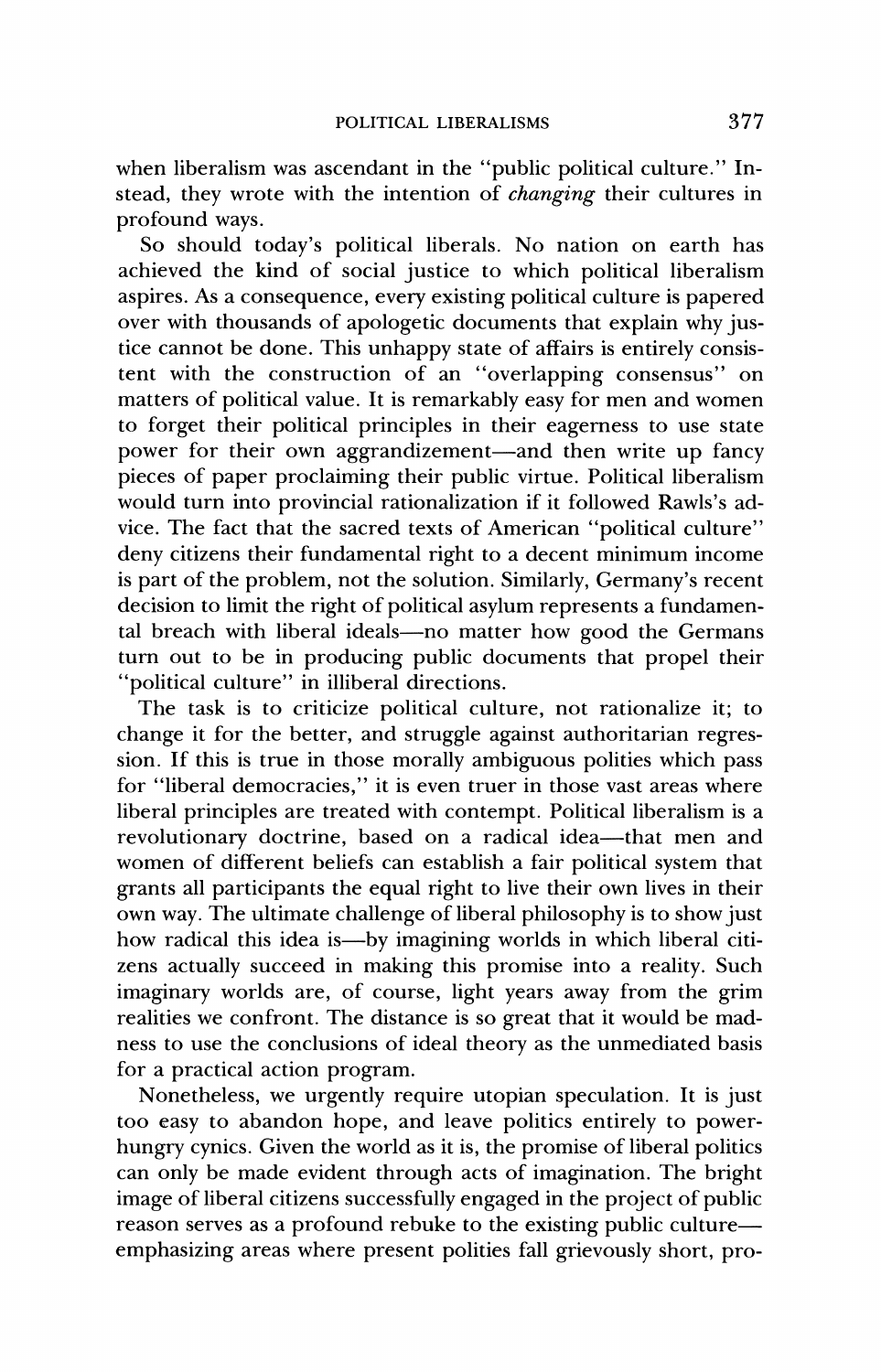when liberalism was ascendant in the "public political culture." Instead, they wrote with the intention of *changing* their cultures in profound ways.

So should today's political liberals. No nation on earth has achieved the kind of social justice to which political liberalism aspires. As a consequence, every existing political culture is papered over with thousands of apologetic documents that explain why justice cannot be done. This unhappy state of affairs is entirely consistent with the construction of an "overlapping consensus" on matters of political value. It is remarkably easy for men and women to forget their political principles in their eagerness to use state power for their own aggrandizement—and then write up fancy pieces of paper proclaiming their public virtue. Political liberalism would turn into provincial rationalization if it followed Rawls's advice. The fact that the sacred texts of American "political culture" deny citizens their fundamental right to a decent minimum income is part of the problem, not the solution. Similarly, Germany's recent decision to limit the right of political asylum represents a fundamental breach with liberal ideals—no matter how good the Germans turn out to be in producing public documents that propel their "political culture" in illiberal directions.

The task is to criticize political culture, not rationalize it; to change it for the better, and struggle against authoritarian regression. If this is true in those morally ambiguous polities which pass for "liberal democracies," it is even truer in those vast areas where liberal principles are treated with contempt. Political liberalism is a revolutionary doctrine, based on a radical idea—that men and women of different beliefs can establish a fair political system that grants all participants the equal right to live their own lives in their own way. The ultimate challenge of liberal philosophy is to show just how radical this idea is—by imagining worlds in which liberal citizens actually succeed in making this promise into a reality. Such imaginary worlds are, of course, light years away from the grim realities we confront. The distance is so great that it would be madness to use the conclusions of ideal theory as the unmediated basis for a practical action program.

Nonetheless, we urgently require utopian speculation. It is just too easy to abandon hope, and leave politics entirely to power-hungry cynics. Given the world as it is, the promise of liberal politics can only be made evident through acts of imagination. The bright image of liberal citizens successfully engaged in the project of public reason serves as a profound rebuke to the existing public culture—emphasizing areas where present polities fall grievously short, pro-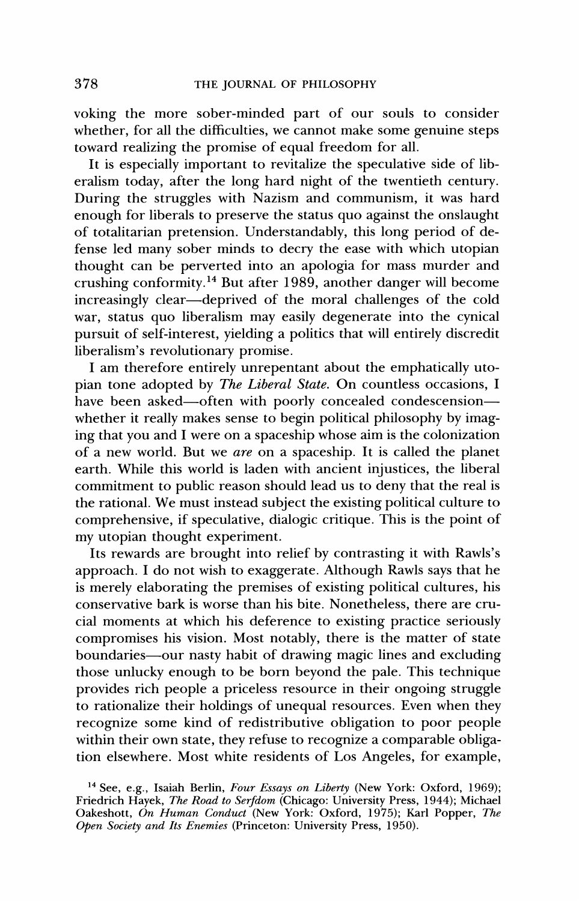voking the more sober-minded part of our souls to consider whether, for all the difficulties, we cannot make some genuine steps toward realizing the promise of equal freedom for all.

It is especially important to revitalize the speculative side of liberalism today, after the long hard night of the twentieth century. During the struggles with Nazism and communism, it was hard enough for liberals to preserve the status quo against the onslaught of totalitarian pretension. Understandably, this long period of defense led many sober minds to decry the ease with which utopian thought can be perverted into an apologia for mass murder and crushing conformity.[14] But after 1989, another danger will become increasingly clear—deprived of the moral challenges of the cold war, status quo liberalism may easily degenerate into the cynical pursuit of self-interest, yielding a politics that will entirely discredit liberalism's revolutionary promise.

I am therefore entirely unrepentant about the emphatically utopian tone adopted by *The Liberal State.* On countless occasions, I have been asked—often with poorly concealed condescension—whether it really makes sense to begin political philosophy by imaging that you and I were on a spaceship whose aim is the colonization of a new world. But we *are* on a spaceship. It is called the planet earth. While this world is laden with ancient injustices, the liberal commitment to public reason should lead us to deny that the real is the rational. We must instead subject the existing political culture to comprehensive, if speculative, dialogic critique. This is the point of my utopian thought experiment.

Its rewards are brought into relief by contrasting it with Rawls's approach. I do not wish to exaggerate. Although Rawls says that he is merely elaborating the premises of existing political cultures, his conservative bark is worse than his bite. Nonetheless, there are crucial moments at which his deference to existing practice seriously compromises his vision. Most notably, there is the matter of state boundaries—our nasty habit of drawing magic lines and excluding those unlucky enough to be born beyond the pale. This technique provides rich people a priceless resource in their ongoing struggle to rationalize their holdings of unequal resources. Even when they recognize some kind of redistributive obligation to poor people within their own state, they refuse to recognize a comparable obligation elsewhere. Most white residents of Los Angeles, for example,

[14] See, e.g., Isaiah Berlin, *Four Essays on Liberty* (New York: Oxford, 1969); Friedrich Hayek, *The Road to Serfdom* (Chicago: University Press, 1944); Michael Oakeshott, *On Human Conduct* (New York: Oxford, 1975); Karl Popper, *The Open Society and Its Enemies* (Princeton: University Press, 1950).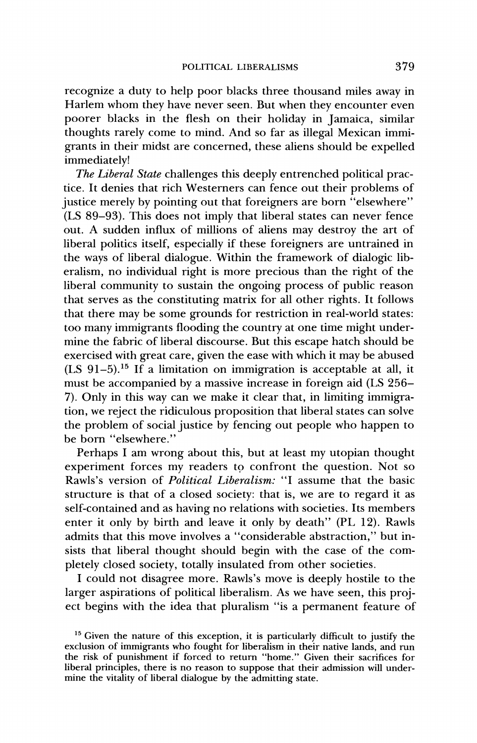recognize a duty to help poor blacks three thousand miles away in Harlem whom they have never seen. But when they encounter even poorer blacks in the flesh on their holiday in Jamaica, similar thoughts rarely come to mind. And so far as illegal Mexican immigrants in their midst are concerned, these aliens should be expelled immediately!

*The Liberal State* challenges this deeply entrenched political practice. It denies that rich Westerners can fence out their problems of justice merely by pointing out that foreigners are born "elsewhere" (LS 89–93). This does not imply that liberal states can never fence out. A sudden influx of millions of aliens may destroy the art of liberal politics itself, especially if these foreigners are untrained in the ways of liberal dialogue. Within the framework of dialogic liberalism, no individual right is more precious than the right of the liberal community to sustain the ongoing process of public reason that serves as the constituting matrix for all other rights. It follows that there may be some grounds for restriction in real-world states: too many immigrants flooding the country at one time might undermine the fabric of liberal discourse. But this escape hatch should be exercised with great care, given the ease with which it may be abused (LS 91–5).[15] If a limitation on immigration is acceptable at all, it must be accompanied by a massive increase in foreign aid (LS 256–7). Only in this way can we make it clear that, in limiting immigration, we reject the ridiculous proposition that liberal states can solve the problem of social justice by fencing out people who happen to be born "elsewhere."

Perhaps I am wrong about this, but at least my utopian thought experiment forces my readers to confront the question. Not so Rawls's version of *Political Liberalism:* "I assume that the basic structure is that of a closed society: that is, we are to regard it as self-contained and as having no relations with societies. Its members enter it only by birth and leave it only by death" (PL 12). Rawls admits that this move involves a "considerable abstraction," but insists that liberal thought should begin with the case of the completely closed society, totally insulated from other societies.

I could not disagree more. Rawls's move is deeply hostile to the larger aspirations of political liberalism. As we have seen, this project begins with the idea that pluralism "is a permanent feature of

[15] Given the nature of this exception, it is particularly difficult to justify the exclusion of immigrants who fought for liberalism in their native lands, and run the risk of punishment if forced to return "home." Given their sacrifices for liberal principles, there is no reason to suppose that their admission will undermine the vitality of liberal dialogue by the admitting state.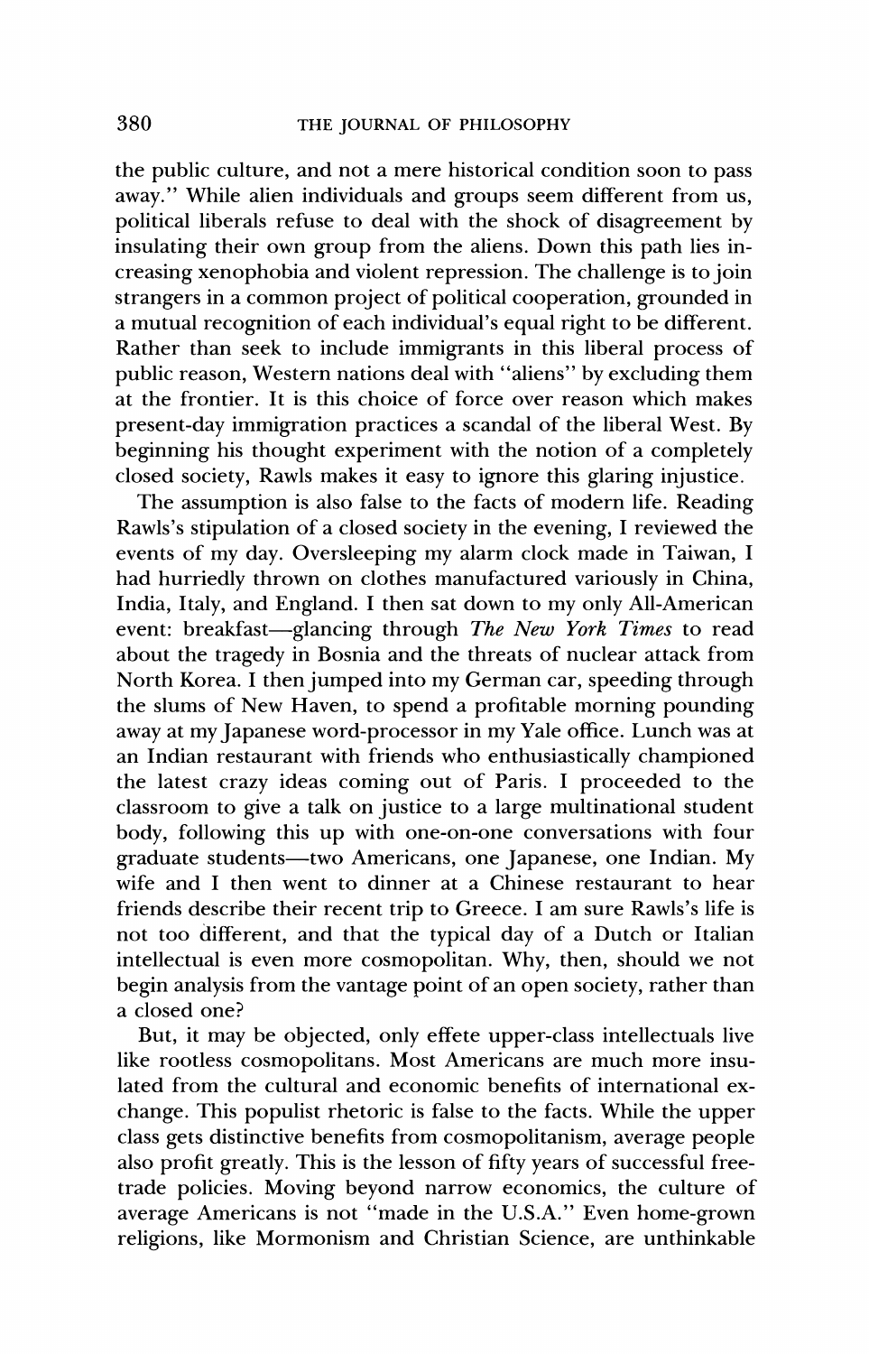the public culture, and not a mere historical condition soon to pass away." While alien individuals and groups seem different from us, political liberals refuse to deal with the shock of disagreement by insulating their own group from the aliens. Down this path lies increasing xenophobia and violent repression. The challenge is to join strangers in a common project of political cooperation, grounded in a mutual recognition of each individual's equal right to be different. Rather than seek to include immigrants in this liberal process of public reason, Western nations deal with "aliens" by excluding them at the frontier. It is this choice of force over reason which makes present-day immigration practices a scandal of the liberal West. By beginning his thought experiment with the notion of a completely closed society, Rawls makes it easy to ignore this glaring injustice.

The assumption is also false to the facts of modern life. Reading Rawls's stipulation of a closed society in the evening, I reviewed the events of my day. Oversleeping my alarm clock made in Taiwan, I had hurriedly thrown on clothes manufactured variously in China, India, Italy, and England. I then sat down to my only All-American event: breakfast—glancing through *The New York Times* to read about the tragedy in Bosnia and the threats of nuclear attack from North Korea. I then jumped into my German car, speeding through the slums of New Haven, to spend a profitable morning pounding away at my Japanese word-processor in my Yale office. Lunch was at an Indian restaurant with friends who enthusiastically championed the latest crazy ideas coming out of Paris. I proceeded to the classroom to give a talk on justice to a large multinational student body, following this up with one-on-one conversations with four graduate students—two Americans, one Japanese, one Indian. My wife and I then went to dinner at a Chinese restaurant to hear friends describe their recent trip to Greece. I am sure Rawls's life is not too different, and that the typical day of a Dutch or Italian intellectual is even more cosmopolitan. Why, then, should we not begin analysis from the vantage point of an open society, rather than a closed one?

But, it may be objected, only effete upper-class intellectuals live like rootless cosmopolitans. Most Americans are much more insulated from the cultural and economic benefits of international exchange. This populist rhetoric is false to the facts. While the upper class gets distinctive benefits from cosmopolitanism, average people also profit greatly. This is the lesson of fifty years of successful free-trade policies. Moving beyond narrow economics, the culture of average Americans is not "made in the U.S.A." Even home-grown religions, like Mormonism and Christian Science, are unthinkable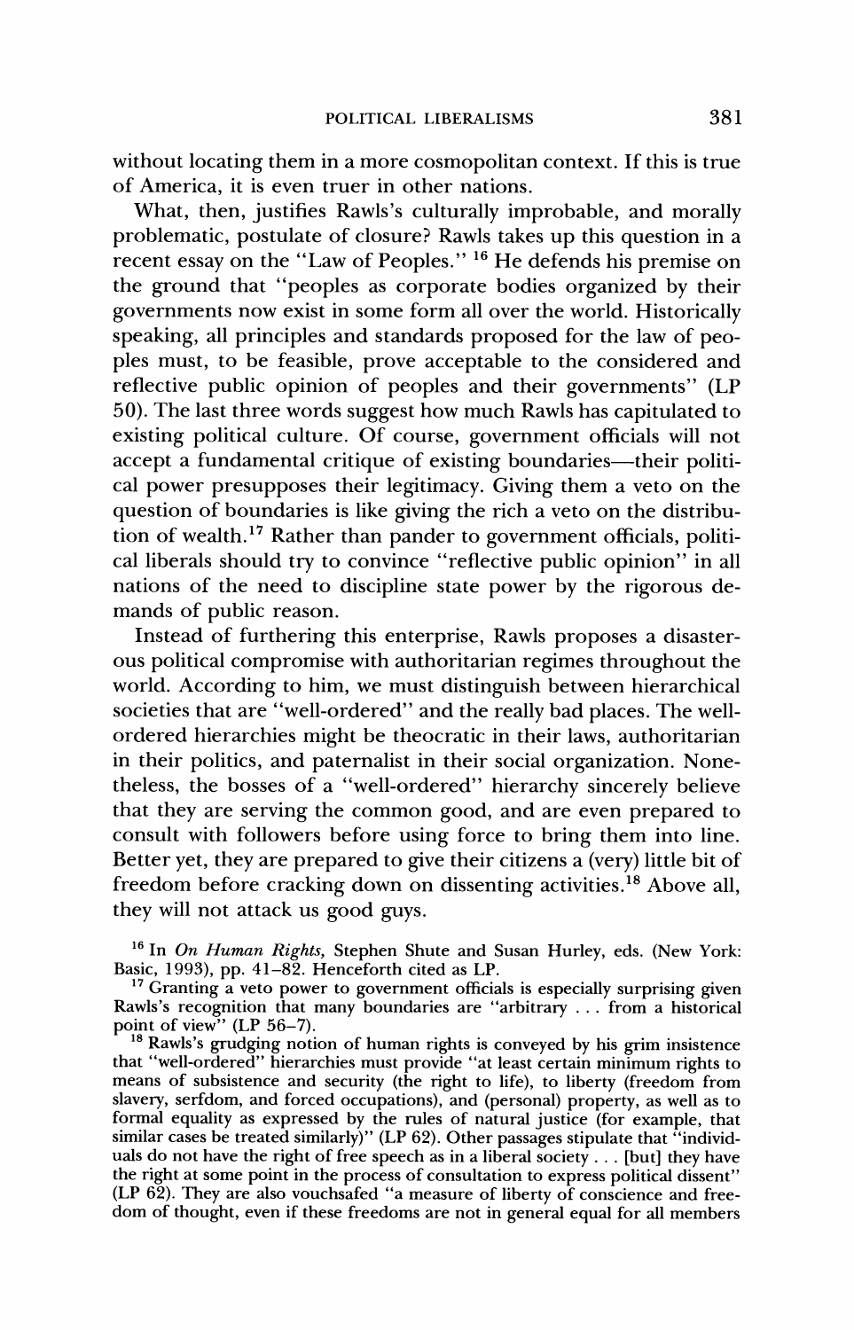without locating them in a more cosmopolitan context. If this is true of America, it is even truer in other nations.

What, then, justifies Rawls's culturally improbable, and morally problematic, postulate of closure? Rawls takes up this question in a recent essay on the "Law of Peoples." [16] He defends his premise on the ground that "peoples as corporate bodies organized by their governments now exist in some form all over the world. Historically speaking, all principles and standards proposed for the law of peoples must, to be feasible, prove acceptable to the considered and reflective public opinion of peoples and their governments" (LP 50). The last three words suggest how much Rawls has capitulated to existing political culture. Of course, government officials will not accept a fundamental critique of existing boundaries—their political power presupposes their legitimacy. Giving them a veto on the question of boundaries is like giving the rich a veto on the distribution of wealth.[17] Rather than pander to government officials, political liberals should try to convince "reflective public opinion" in all nations of the need to discipline state power by the rigorous demands of public reason.

Instead of furthering this enterprise, Rawls proposes a disasterous political compromise with authoritarian regimes throughout the world. According to him, we must distinguish between hierarchical societies that are "well-ordered" and the really bad places. The well-ordered hierarchies might be theocratic in their laws, authoritarian in their politics, and paternalist in their social organization. Nonetheless, the bosses of a "well-ordered" hierarchy sincerely believe that they are serving the common good, and are even prepared to consult with followers before using force to bring them into line. Better yet, they are prepared to give their citizens a (very) little bit of freedom before cracking down on dissenting activities.[18] Above all, they will not attack us good guys.

[16] In *On Human Rights,* Stephen Shute and Susan Hurley, eds. (New York: Basic, 1993), pp. 41–82. Henceforth cited as LP.

[17] Granting a veto power to government officials is especially surprising given Rawls's recognition that many boundaries are "arbitrary . . . from a historical point of view" (LP 56–7).

[18] Rawls's grudging notion of human rights is conveyed by his grim insistence that "well-ordered" hierarchies must provide "at least certain minimum rights to means of subsistence and security (the right to life), to liberty (freedom from slavery, serfdom, and forced occupations), and (personal) property, as well as to formal equality as expressed by the rules of natural justice (for example, that similar cases be treated similarly)" (LP 62). Other passages stipulate that "individuals do not have the right of free speech as in a liberal society . . . [but] they have the right at some point in the process of consultation to express political dissent" (LP 62). They are also vouchsafed "a measure of liberty of conscience and freedom of thought, even if these freedoms are not in general equal for all members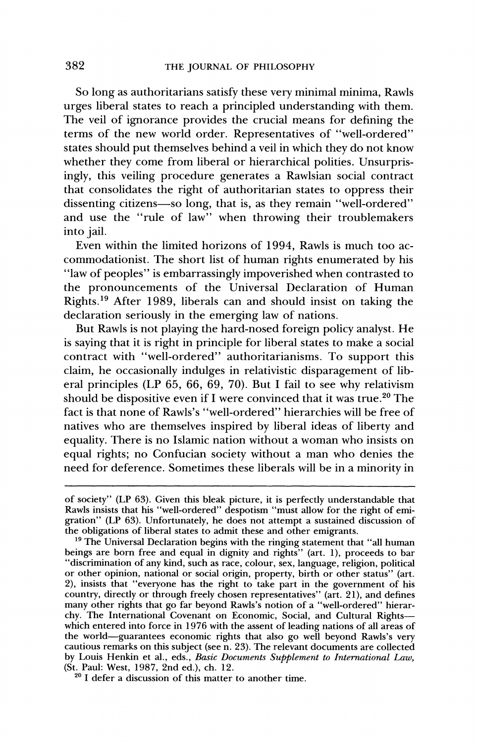So long as authoritarians satisfy these very minimal minima, Rawls urges liberal states to reach a principled understanding with them. The veil of ignorance provides the crucial means for defining the terms of the new world order. Representatives of "well-ordered" states should put themselves behind a veil in which they do not know whether they come from liberal or hierarchical polities. Unsurprisingly, this veiling procedure generates a Rawlsian social contract that consolidates the right of authoritarian states to oppress their dissenting citizens—so long, that is, as they remain "well-ordered" and use the "rule of law" when throwing their troublemakers into jail.

Even within the limited horizons of 1994, Rawls is much too accommodationist. The short list of human rights enumerated by his "law of peoples" is embarrassingly impoverished when contrasted to the pronouncements of the Universal Declaration of Human Rights.[19] After 1989, liberals can and should insist on taking the declaration seriously in the emerging law of nations.

But Rawls is not playing the hard-nosed foreign policy analyst. He is saying that it is right in principle for liberal states to make a social contract with "well-ordered" authoritarianisms. To support this claim, he occasionally indulges in relativistic disparagement of liberal principles (LP 65, 66, 69, 70). But I fail to see why relativism should be dispositive even if I were convinced that it was true.[20] The fact is that none of Rawls's "well-ordered" hierarchies will be free of natives who are themselves inspired by liberal ideas of liberty and equality. There is no Islamic nation without a woman who insists on equal rights; no Confucian society without a man who denies the need for deference. Sometimes these liberals will be in a minority in

---

of society" (LP 63). Given this bleak picture, it is perfectly understandable that Rawls insists that his "well-ordered" despotism "must allow for the right of emigration" (LP 63). Unfortunately, he does not attempt a sustained discussion of the obligations of liberal states to admit these and other emigrants.

[19] The Universal Declaration begins with the ringing statement that "all human beings are born free and equal in dignity and rights" (art. 1), proceeds to bar "discrimination of any kind, such as race, colour, sex, language, religion, political or other opinion, national or social origin, property, birth or other status" (art. 2), insists that "everyone has the right to take part in the government of his country, directly or through freely chosen representatives" (art. 21), and defines many other rights that go far beyond Rawls's notion of a "well-ordered" hierarchy. The International Covenant on Economic, Social, and Cultural Rights—which entered into force in 1976 with the assent of leading nations of all areas of the world—guarantees economic rights that also go well beyond Rawls's very cautious remarks on this subject (see n. 23). The relevant documents are collected by Louis Henkin et al., eds., *Basic Documents Supplement to International Law,* (St. Paul: West, 1987, 2nd ed.), ch. 12.

[20] I defer a discussion of this matter to another time.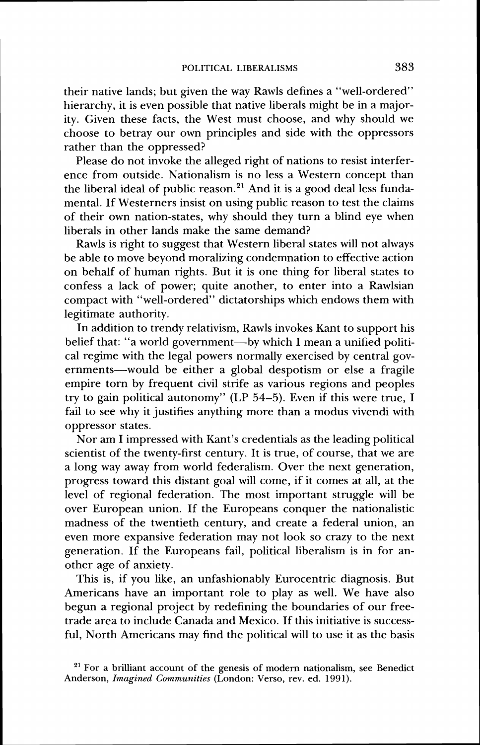their native lands; but given the way Rawls defines a "well-ordered" hierarchy, it is even possible that native liberals might be in a majority. Given these facts, the West must choose, and why should we choose to betray our own principles and side with the oppressors rather than the oppressed?

Please do not invoke the alleged right of nations to resist interference from outside. Nationalism is no less a Western concept than the liberal ideal of public reason.[21] And it is a good deal less fundamental. If Westerners insist on using public reason to test the claims of their own nation-states, why should they turn a blind eye when liberals in other lands make the same demand?

Rawls is right to suggest that Western liberal states will not always be able to move beyond moralizing condemnation to effective action on behalf of human rights. But it is one thing for liberal states to confess a lack of power; quite another, to enter into a Rawlsian compact with "well-ordered" dictatorships which endows them with legitimate authority.

In addition to trendy relativism, Rawls invokes Kant to support his belief that: "a world government—by which I mean a unified political regime with the legal powers normally exercised by central governments—would be either a global despotism or else a fragile empire torn by frequent civil strife as various regions and peoples try to gain political autonomy" (LP 54–5). Even if this were true, I fail to see why it justifies anything more than a modus vivendi with oppressor states.

Nor am I impressed with Kant's credentials as the leading political scientist of the twenty-first century. It is true, of course, that we are a long way away from world federalism. Over the next generation, progress toward this distant goal will come, if it comes at all, at the level of regional federation. The most important struggle will be over European union. If the Europeans conquer the nationalistic madness of the twentieth century, and create a federal union, an even more expansive federation may not look so crazy to the next generation. If the Europeans fail, political liberalism is in for another age of anxiety.

This is, if you like, an unfashionably Eurocentric diagnosis. But Americans have an important role to play as well. We have also begun a regional project by redefining the boundaries of our free-trade area to include Canada and Mexico. If this initiative is successful, North Americans may find the political will to use it as the basis

[21] For a brilliant account of the genesis of modern nationalism, see Benedict Anderson, *Imagined Communities* (London: Verso, rev. ed. 1991).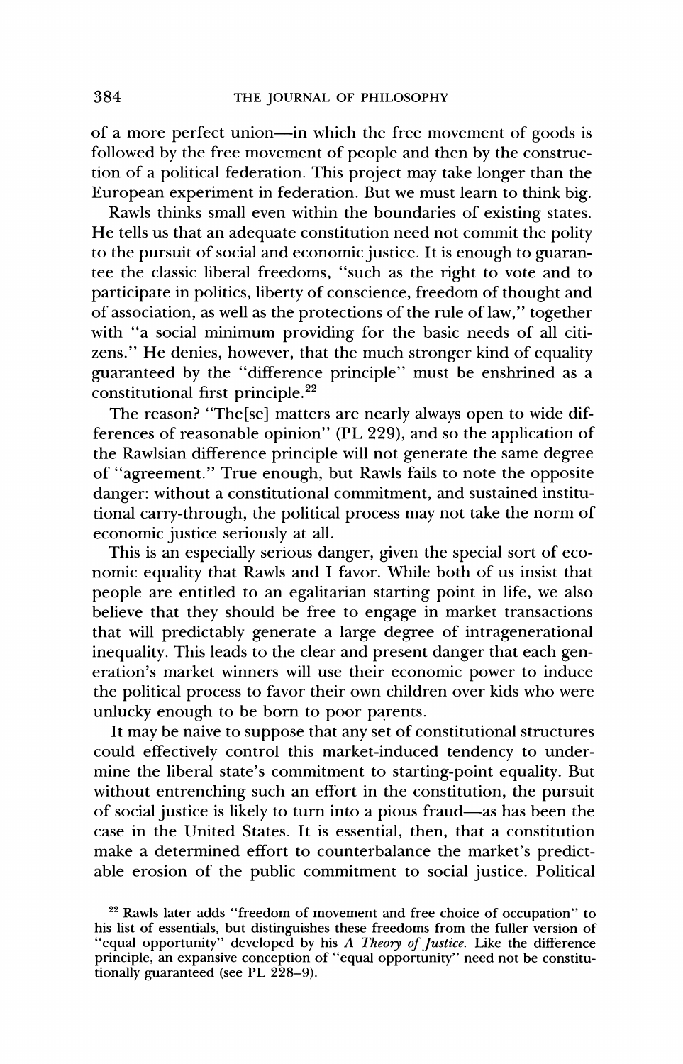of a more perfect union—in which the free movement of goods is followed by the free movement of people and then by the construction of a political federation. This project may take longer than the European experiment in federation. But we must learn to think big.

Rawls thinks small even within the boundaries of existing states. He tells us that an adequate constitution need not commit the polity to the pursuit of social and economic justice. It is enough to guarantee the classic liberal freedoms, "such as the right to vote and to participate in politics, liberty of conscience, freedom of thought and of association, as well as the protections of the rule of law," together with "a social minimum providing for the basic needs of all citizens." He denies, however, that the much stronger kind of equality guaranteed by the "difference principle" must be enshrined as a constitutional first principle.[22]

The reason? "The[se] matters are nearly always open to wide differences of reasonable opinion" (PL 229), and so the application of the Rawlsian difference principle will not generate the same degree of "agreement." True enough, but Rawls fails to note the opposite danger: without a constitutional commitment, and sustained institutional carry-through, the political process may not take the norm of economic justice seriously at all.

This is an especially serious danger, given the special sort of economic equality that Rawls and I favor. While both of us insist that people are entitled to an egalitarian starting point in life, we also believe that they should be free to engage in market transactions that will predictably generate a large degree of intragenerational inequality. This leads to the clear and present danger that each generation's market winners will use their economic power to induce the political process to favor their own children over kids who were unlucky enough to be born to poor parents.

It may be naive to suppose that any set of constitutional structures could effectively control this market-induced tendency to undermine the liberal state's commitment to starting-point equality. But without entrenching such an effort in the constitution, the pursuit of social justice is likely to turn into a pious fraud—as has been the case in the United States. It is essential, then, that a constitution make a determined effort to counterbalance the market's predictable erosion of the public commitment to social justice. Political

[22] Rawls later adds "freedom of movement and free choice of occupation" to his list of essentials, but distinguishes these freedoms from the fuller version of "equal opportunity" developed by his *A Theory of Justice*. Like the difference principle, an expansive conception of "equal opportunity" need not be constitutionally guaranteed (see PL 228–9).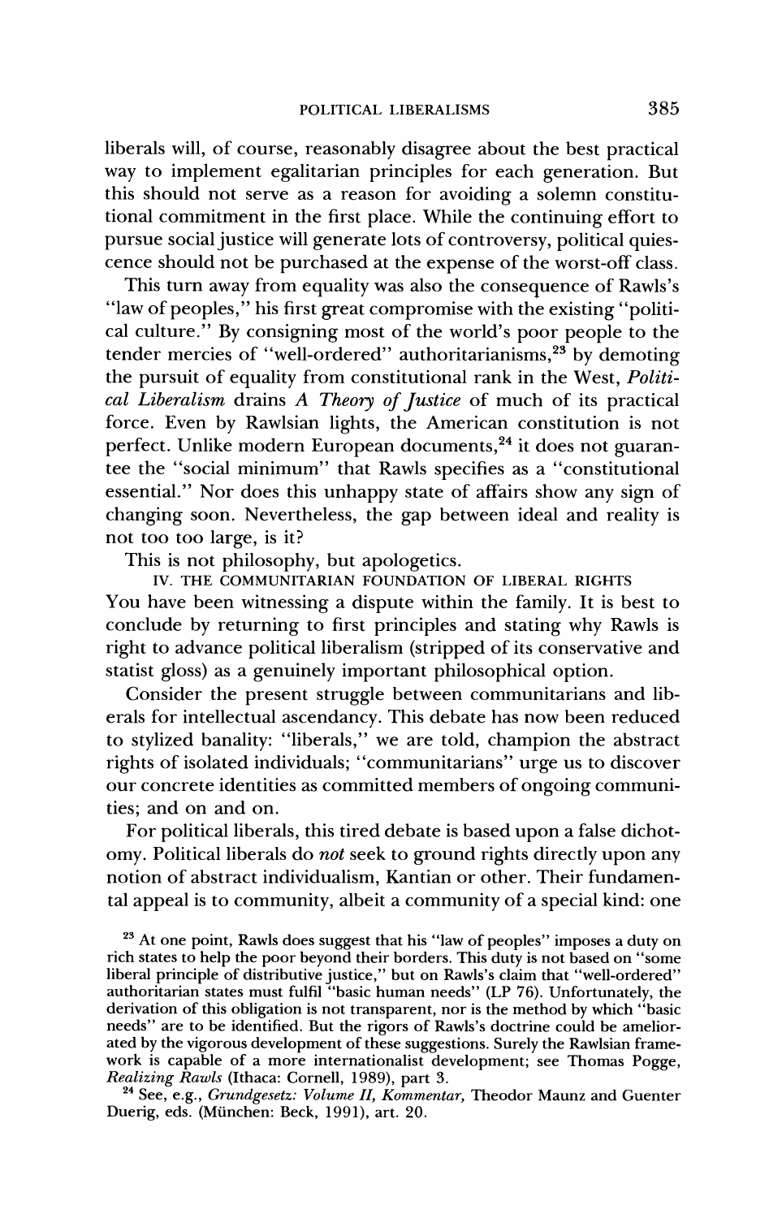liberals will, of course, reasonably disagree about the best practical way to implement egalitarian principles for each generation. But this should not serve as a reason for avoiding a solemn constitutional commitment in the first place. While the continuing effort to pursue social justice will generate lots of controversy, political quiescence should not be purchased at the expense of the worst-off class.

This turn away from equality was also the consequence of Rawls's "law of peoples," his first great compromise with the existing "political culture." By consigning most of the world's poor people to the tender mercies of "well-ordered" authoritarianisms,[23] by demoting the pursuit of equality from constitutional rank in the West, *Political Liberalism* drains *A Theory of Justice* of much of its practical force. Even by Rawlsian lights, the American constitution is not perfect. Unlike modern European documents,[24] it does not guarantee the "social minimum" that Rawls specifies as a "constitutional essential." Nor does this unhappy state of affairs show any sign of changing soon. Nevertheless, the gap between ideal and reality is not too too large, is it?

This is not philosophy, but apologetics.

## IV. THE COMMUNITARIAN FOUNDATION OF LIBERAL RIGHTS

You have been witnessing a dispute within the family. It is best to conclude by returning to first principles and stating why Rawls is right to advance political liberalism (stripped of its conservative and statist gloss) as a genuinely important philosophical option.

Consider the present struggle between communitarians and liberals for intellectual ascendancy. This debate has now been reduced to stylized banality: "liberals," we are told, champion the abstract rights of isolated individuals; "communitarians" urge us to discover our concrete identities as committed members of ongoing communities; and on and on.

For political liberals, this tired debate is based upon a false dichotomy. Political liberals do *not* seek to ground rights directly upon any notion of abstract individualism, Kantian or other. Their fundamental appeal is to community, albeit a community of a special kind: one

[23] At one point, Rawls does suggest that his "law of peoples" imposes a duty on rich states to help the poor beyond their borders. This duty is not based on "some liberal principle of distributive justice," but on Rawls's claim that "well-ordered" authoritarian states must fulfil "basic human needs" (LP 76). Unfortunately, the derivation of this obligation is not transparent, nor is the method by which "basic needs" are to be identified. But the rigors of Rawls's doctrine could be ameliorated by the vigorous development of these suggestions. Surely the Rawlsian framework is capable of a more internationalist development; see Thomas Pogge, *Realizing Rawls* (Ithaca: Cornell, 1989), part 3.

[24] See, e.g., *Grundgesetz: Volume II, Kommentar,* Theodor Maunz and Guenter Duerig, eds. (München: Beck, 1991), art. 20.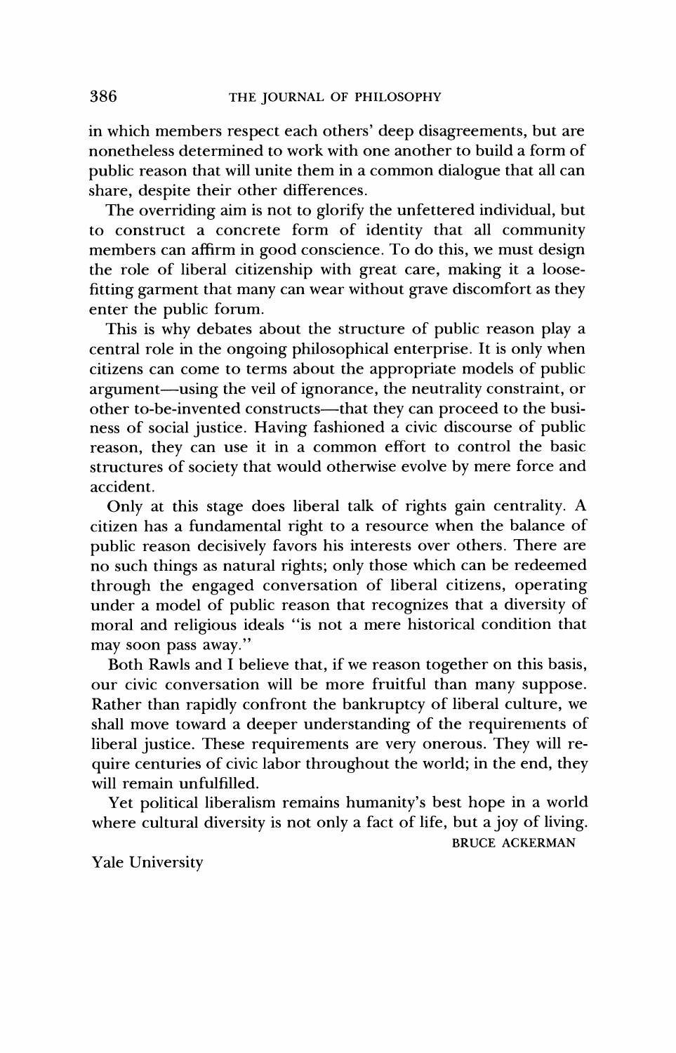in which members respect each others' deep disagreements, but are nonetheless determined to work with one another to build a form of public reason that will unite them in a common dialogue that all can share, despite their other differences.

The overriding aim is not to glorify the unfettered individual, but to construct a concrete form of identity that all community members can affirm in good conscience. To do this, we must design the role of liberal citizenship with great care, making it a loose-fitting garment that many can wear without grave discomfort as they enter the public forum.

This is why debates about the structure of public reason play a central role in the ongoing philosophical enterprise. It is only when citizens can come to terms about the appropriate models of public argument—using the veil of ignorance, the neutrality constraint, or other to-be-invented constructs—that they can proceed to the business of social justice. Having fashioned a civic discourse of public reason, they can use it in a common effort to control the basic structures of society that would otherwise evolve by mere force and accident.

Only at this stage does liberal talk of rights gain centrality. A citizen has a fundamental right to a resource when the balance of public reason decisively favors his interests over others. There are no such things as natural rights; only those which can be redeemed through the engaged conversation of liberal citizens, operating under a model of public reason that recognizes that a diversity of moral and religious ideals "is not a mere historical condition that may soon pass away."

Both Rawls and I believe that, if we reason together on this basis, our civic conversation will be more fruitful than many suppose. Rather than rapidly confront the bankruptcy of liberal culture, we shall move toward a deeper understanding of the requirements of liberal justice. These requirements are very onerous. They will require centuries of civic labor throughout the world; in the end, they will remain unfulfilled.

Yet political liberalism remains humanity's best hope in a world where cultural diversity is not only a fact of life, but a joy of living.

BRUCE ACKERMAN

Yale University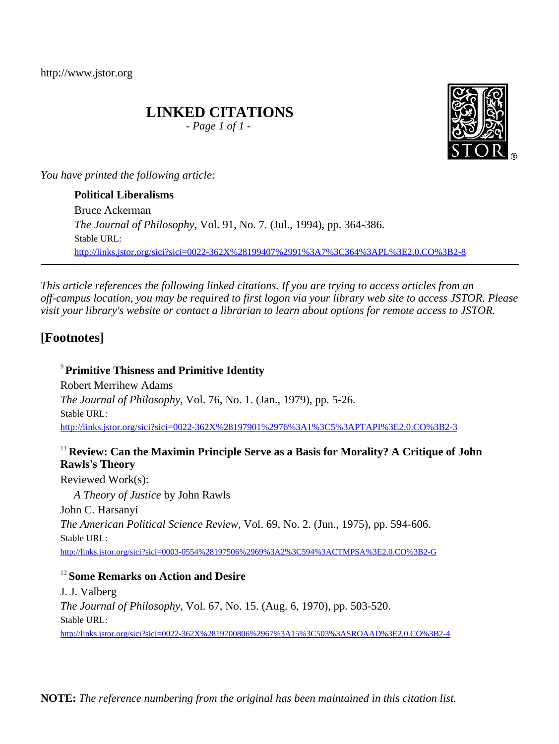http://www.jstor.org

# LINKED CITATIONS

*- Page 1 of 1 -*

*You have printed the following article:*

**Political Liberalisms**
Bruce Ackerman
*The Journal of Philosophy*, Vol. 91, No. 7. (Jul., 1994), pp. 364-386.
Stable URL:
http://links.jstor.org/sici?sici=0022-362X%28199407%2991%3A7%3C364%3APL%3E2.0.CO%3B2-8

---

*This article references the following linked citations. If you are trying to access articles from an off-campus location, you may be required to first logon via your library web site to access JSTOR. Please visit your library's website or contact a librarian to learn about options for remote access to JSTOR.*

## [Footnotes]

[9] **Primitive Thisness and Primitive Identity**
Robert Merrihew Adams
*The Journal of Philosophy*, Vol. 76, No. 1. (Jan., 1979), pp. 5-26.
Stable URL:
http://links.jstor.org/sici?sici=0022-362X%28197901%2976%3A1%3C5%3APTAPI%3E2.0.CO%3B2-3

[11] **Review: Can the Maximin Principle Serve as a Basis for Morality? A Critique of John Rawls's Theory**
Reviewed Work(s):
*A Theory of Justice* by John Rawls
John C. Harsanyi
*The American Political Science Review*, Vol. 69, No. 2. (Jun., 1975), pp. 594-606.
Stable URL:
http://links.jstor.org/sici?sici=0003-0554%28197506%2969%3A2%3C594%3ACTMPSA%3E2.0.CO%3B2-G

[12] **Some Remarks on Action and Desire**
J. J. Valberg
*The Journal of Philosophy*, Vol. 67, No. 15. (Aug. 6, 1970), pp. 503-520.
Stable URL:
http://links.jstor.org/sici?sici=0022-362X%2819700806%2967%3A15%3C503%3ASROAAD%3E2.0.CO%3B2-4

**NOTE:** *The reference numbering from the original has been maintained in this citation list.*